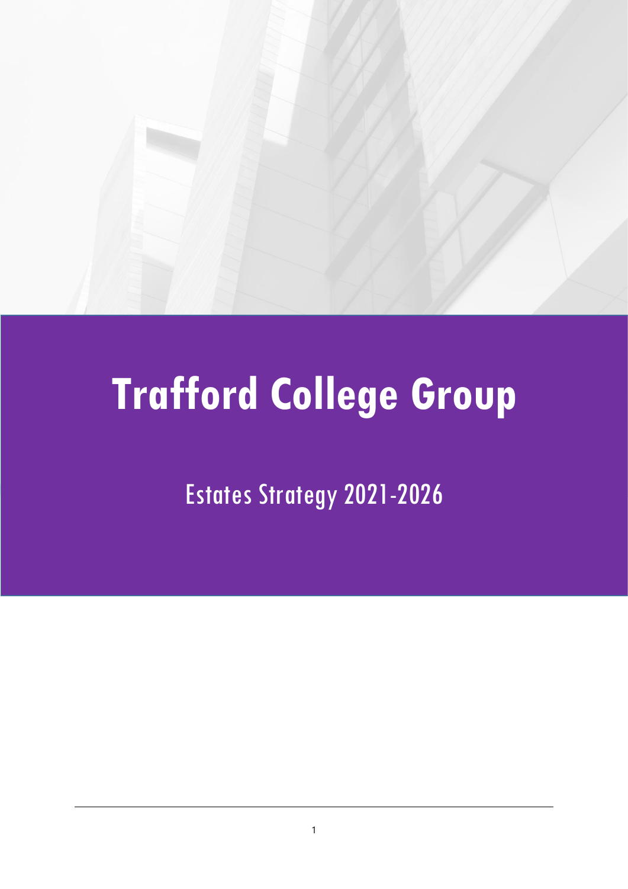# Trafford College Group

Estates Strategy 2021-2026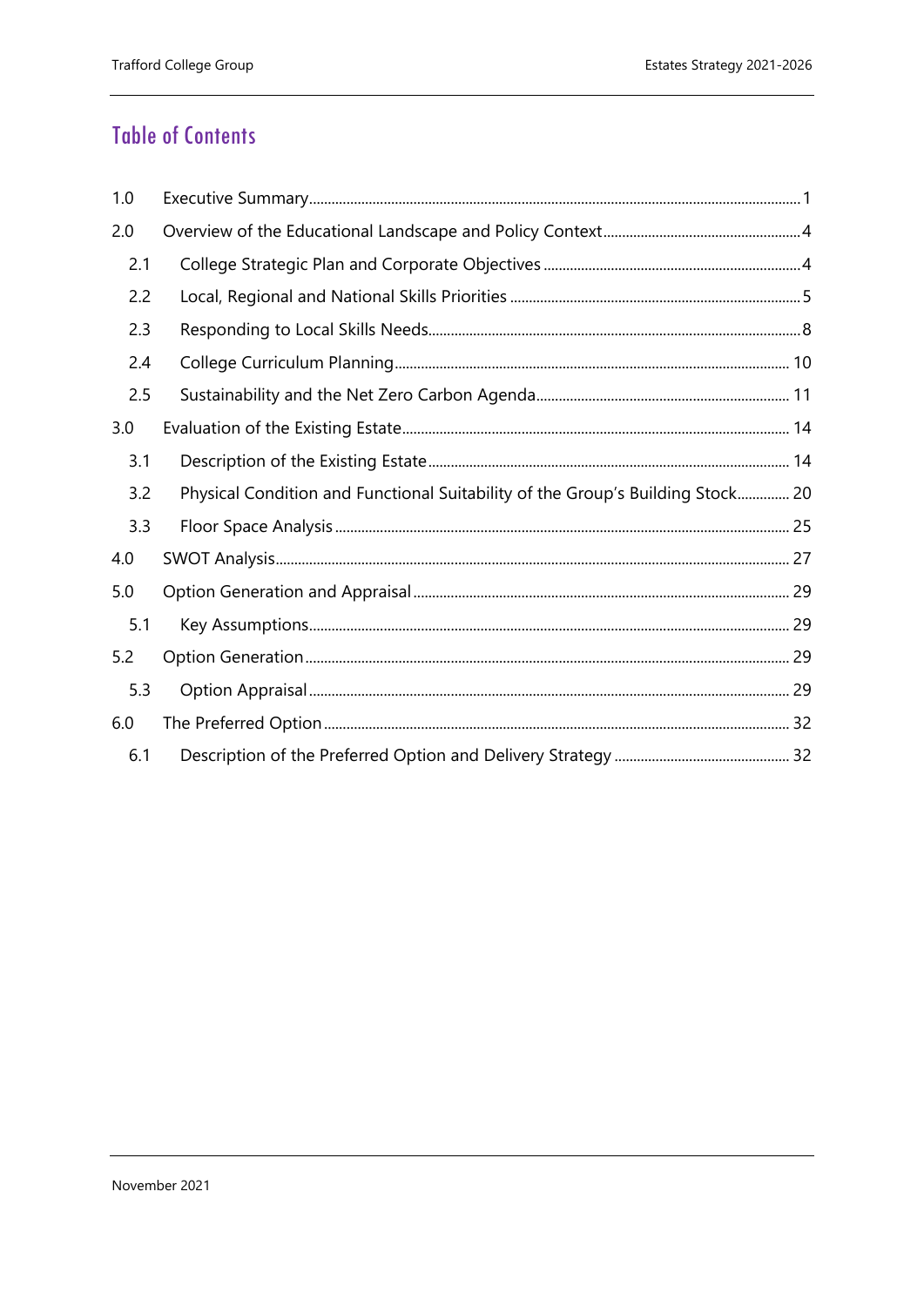# Table of Contents

| | | |
|---|---|---|
| 1.0 | Executive Summary | 1 |
| 2.0 | Overview of the Educational Landscape and Policy Context | 4 |
| 2.1 | College Strategic Plan and Corporate Objectives | 4 |
| 2.2 | Local, Regional and National Skills Priorities | 5 |
| 2.3 | Responding to Local Skills Needs | 8 |
| 2.4 | College Curriculum Planning | 10 |
| 2.5 | Sustainability and the Net Zero Carbon Agenda | 11 |
| 3.0 | Evaluation of the Existing Estate | 14 |
| 3.1 | Description of the Existing Estate | 14 |
| 3.2 | Physical Condition and Functional Suitability of the Group's Building Stock | 20 |
| 3.3 | Floor Space Analysis | 25 |
| 4.0 | SWOT Analysis | 27 |
| 5.0 | Option Generation and Appraisal | 29 |
| 5.1 | Key Assumptions | 29 |
| 5.2 | Option Generation | 29 |
| 5.3 | Option Appraisal | 29 |
| 6.0 | The Preferred Option | 32 |
| 6.1 | Description of the Preferred Option and Delivery Strategy | 32 |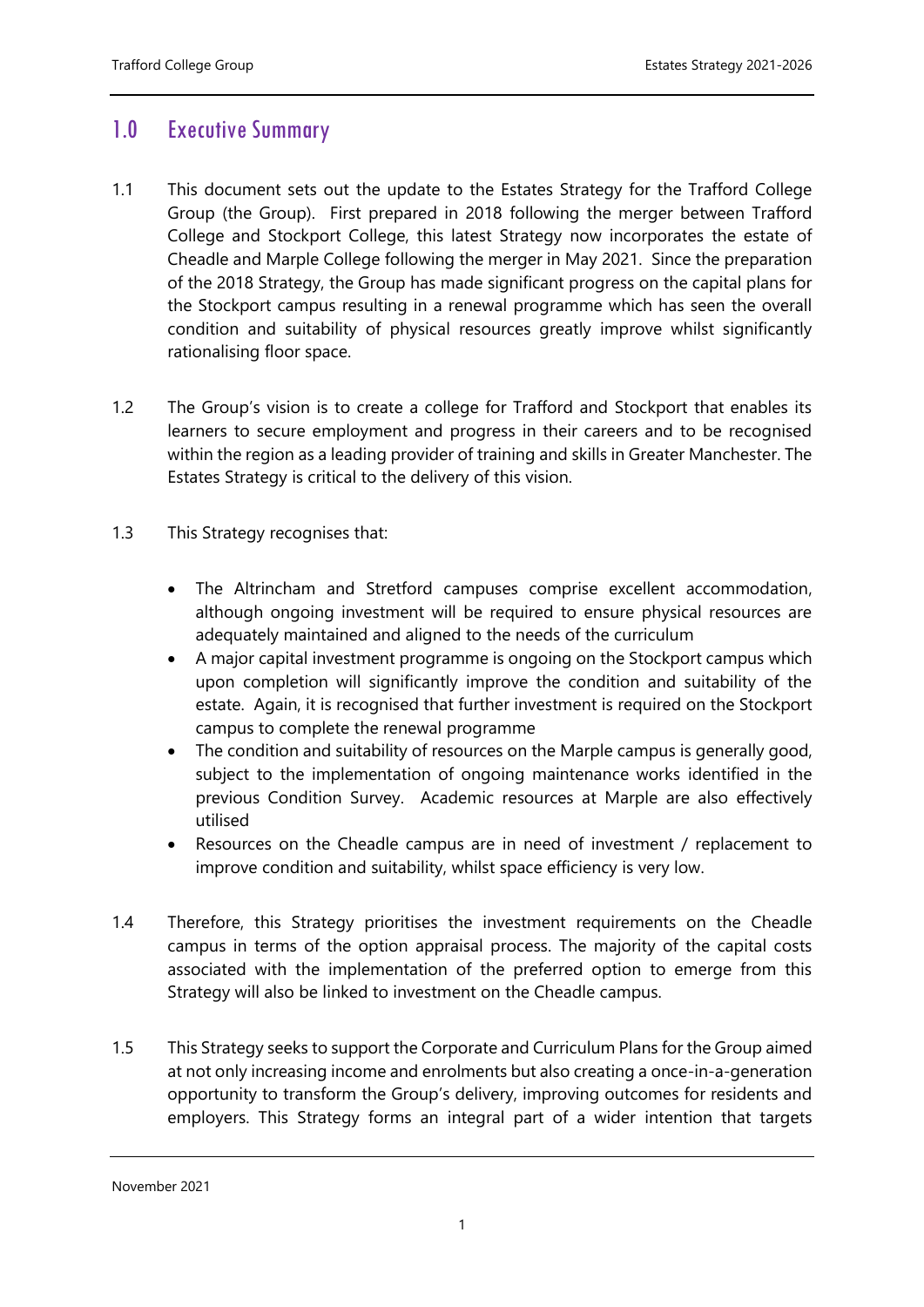## 1.0 Executive Summary

1.1 This document sets out the update to the Estates Strategy for the Trafford College Group (the Group). First prepared in 2018 following the merger between Trafford College and Stockport College, this latest Strategy now incorporates the estate of Cheadle and Marple College following the merger in May 2021. Since the preparation of the 2018 Strategy, the Group has made significant progress on the capital plans for the Stockport campus resulting in a renewal programme which has seen the overall condition and suitability of physical resources greatly improve whilst significantly rationalising floor space.

1.2 The Group's vision is to create a college for Trafford and Stockport that enables its learners to secure employment and progress in their careers and to be recognised within the region as a leading provider of training and skills in Greater Manchester. The Estates Strategy is critical to the delivery of this vision.

1.3 This Strategy recognises that:

- The Altrincham and Stretford campuses comprise excellent accommodation, although ongoing investment will be required to ensure physical resources are adequately maintained and aligned to the needs of the curriculum
- A major capital investment programme is ongoing on the Stockport campus which upon completion will significantly improve the condition and suitability of the estate. Again, it is recognised that further investment is required on the Stockport campus to complete the renewal programme
- The condition and suitability of resources on the Marple campus is generally good, subject to the implementation of ongoing maintenance works identified in the previous Condition Survey. Academic resources at Marple are also effectively utilised
- Resources on the Cheadle campus are in need of investment / replacement to improve condition and suitability, whilst space efficiency is very low.

1.4 Therefore, this Strategy prioritises the investment requirements on the Cheadle campus in terms of the option appraisal process. The majority of the capital costs associated with the implementation of the preferred option to emerge from this Strategy will also be linked to investment on the Cheadle campus.

1.5 This Strategy seeks to support the Corporate and Curriculum Plans for the Group aimed at not only increasing income and enrolments but also creating a once-in-a-generation opportunity to transform the Group's delivery, improving outcomes for residents and employers. This Strategy forms an integral part of a wider intention that targets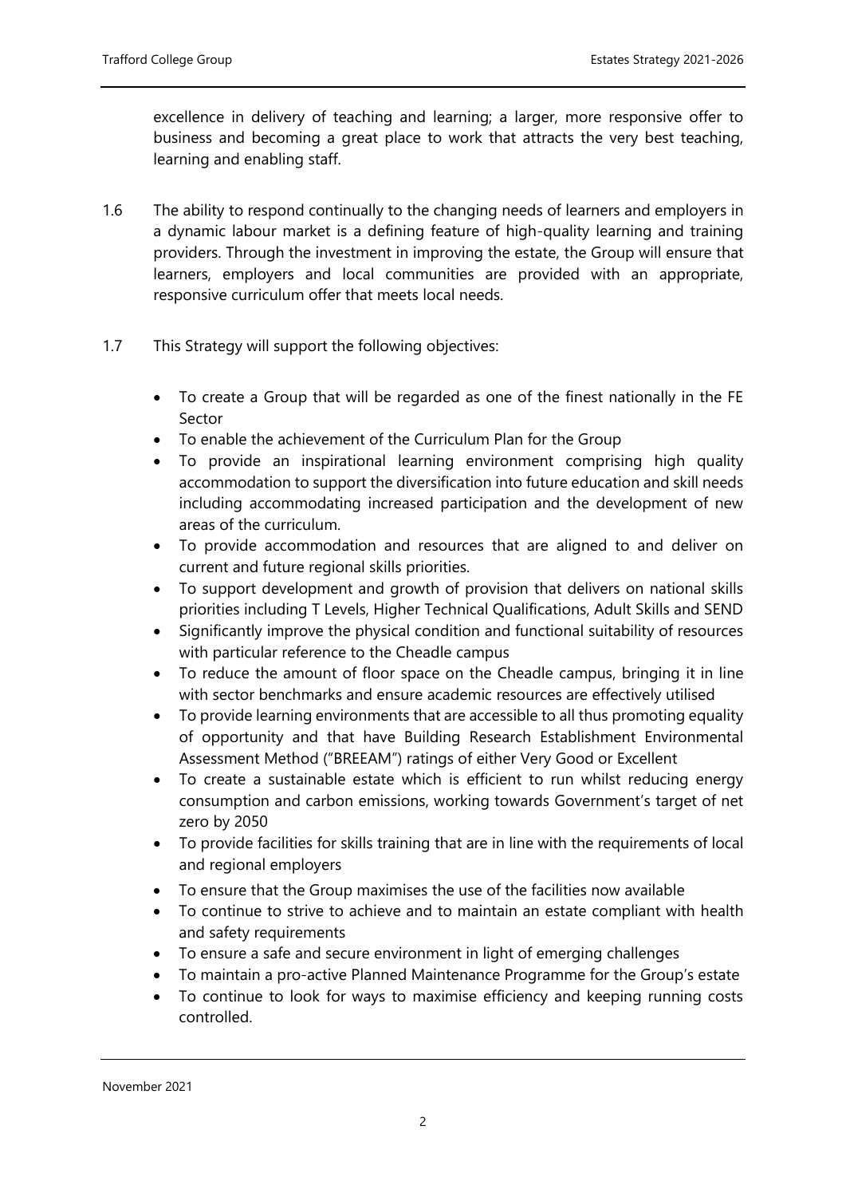excellence in delivery of teaching and learning; a larger, more responsive offer to business and becoming a great place to work that attracts the very best teaching, learning and enabling staff.

1.6 The ability to respond continually to the changing needs of learners and employers in a dynamic labour market is a defining feature of high-quality learning and training providers. Through the investment in improving the estate, the Group will ensure that learners, employers and local communities are provided with an appropriate, responsive curriculum offer that meets local needs.

1.7 This Strategy will support the following objectives:

- To create a Group that will be regarded as one of the finest nationally in the FE Sector
- To enable the achievement of the Curriculum Plan for the Group
- To provide an inspirational learning environment comprising high quality accommodation to support the diversification into future education and skill needs including accommodating increased participation and the development of new areas of the curriculum.
- To provide accommodation and resources that are aligned to and deliver on current and future regional skills priorities.
- To support development and growth of provision that delivers on national skills priorities including T Levels, Higher Technical Qualifications, Adult Skills and SEND
- Significantly improve the physical condition and functional suitability of resources with particular reference to the Cheadle campus
- To reduce the amount of floor space on the Cheadle campus, bringing it in line with sector benchmarks and ensure academic resources are effectively utilised
- To provide learning environments that are accessible to all thus promoting equality of opportunity and that have Building Research Establishment Environmental Assessment Method ("BREEAM") ratings of either Very Good or Excellent
- To create a sustainable estate which is efficient to run whilst reducing energy consumption and carbon emissions, working towards Government's target of net zero by 2050
- To provide facilities for skills training that are in line with the requirements of local and regional employers
- To ensure that the Group maximises the use of the facilities now available
- To continue to strive to achieve and to maintain an estate compliant with health and safety requirements
- To ensure a safe and secure environment in light of emerging challenges
- To maintain a pro-active Planned Maintenance Programme for the Group's estate
- To continue to look for ways to maximise efficiency and keeping running costs controlled.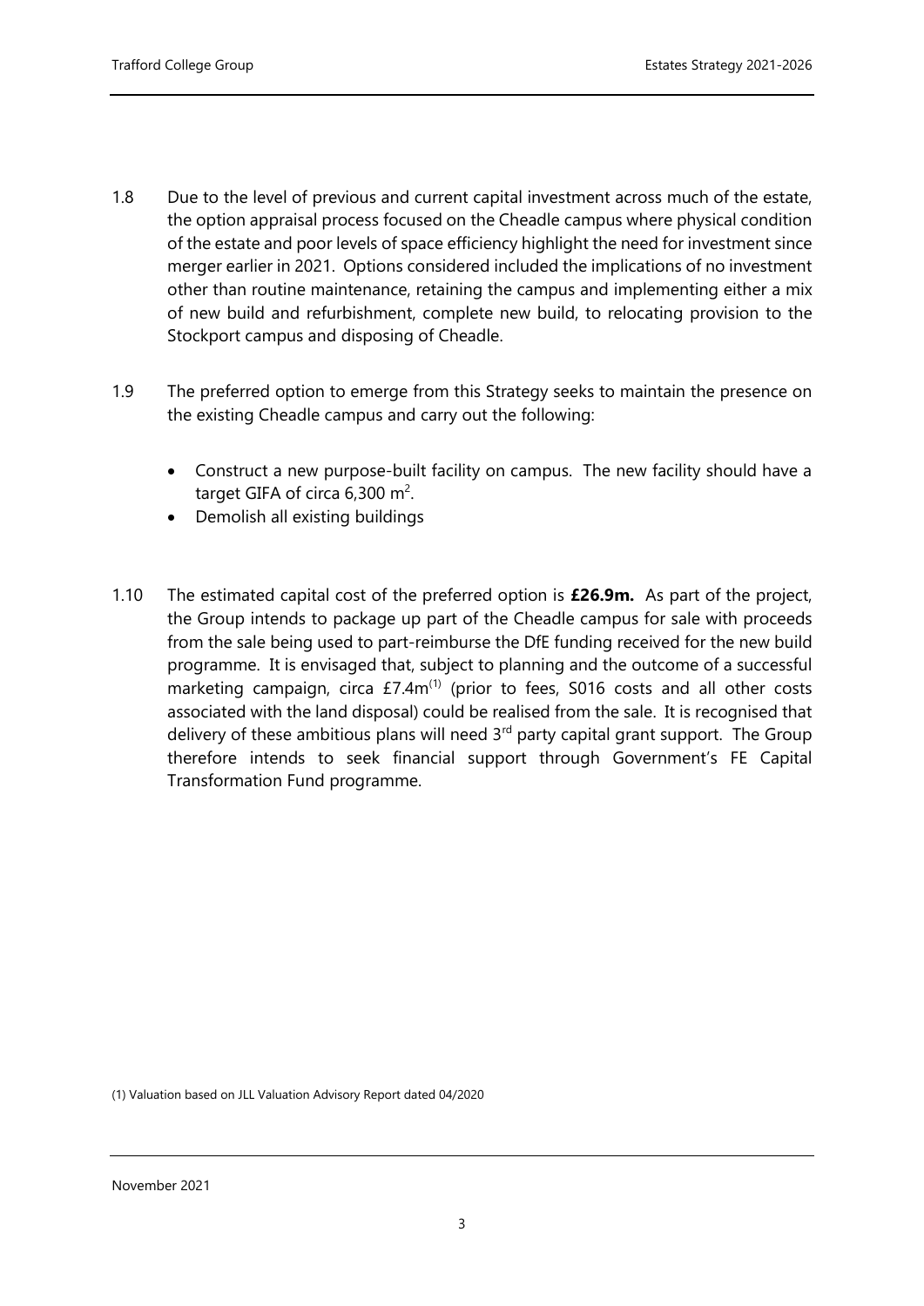1.8 Due to the level of previous and current capital investment across much of the estate, the option appraisal process focused on the Cheadle campus where physical condition of the estate and poor levels of space efficiency highlight the need for investment since merger earlier in 2021. Options considered included the implications of no investment other than routine maintenance, retaining the campus and implementing either a mix of new build and refurbishment, complete new build, to relocating provision to the Stockport campus and disposing of Cheadle.

1.9 The preferred option to emerge from this Strategy seeks to maintain the presence on the existing Cheadle campus and carry out the following:

- Construct a new purpose-built facility on campus. The new facility should have a target GIFA of circa 6,300 $m^2$.
- Demolish all existing buildings

1.10 The estimated capital cost of the preferred option is **£26.9m.** As part of the project, the Group intends to package up part of the Cheadle campus for sale with proceeds from the sale being used to part-reimburse the DfE funding received for the new build programme. It is envisaged that, subject to planning and the outcome of a successful marketing campaign, circa £7.4m[(1)] (prior to fees, S016 costs and all other costs associated with the land disposal) could be realised from the sale. It is recognised that delivery of these ambitious plans will need 3rd party capital grant support. The Group therefore intends to seek financial support through Government's FE Capital Transformation Fund programme.

(1) Valuation based on JLL Valuation Advisory Report dated 04/2020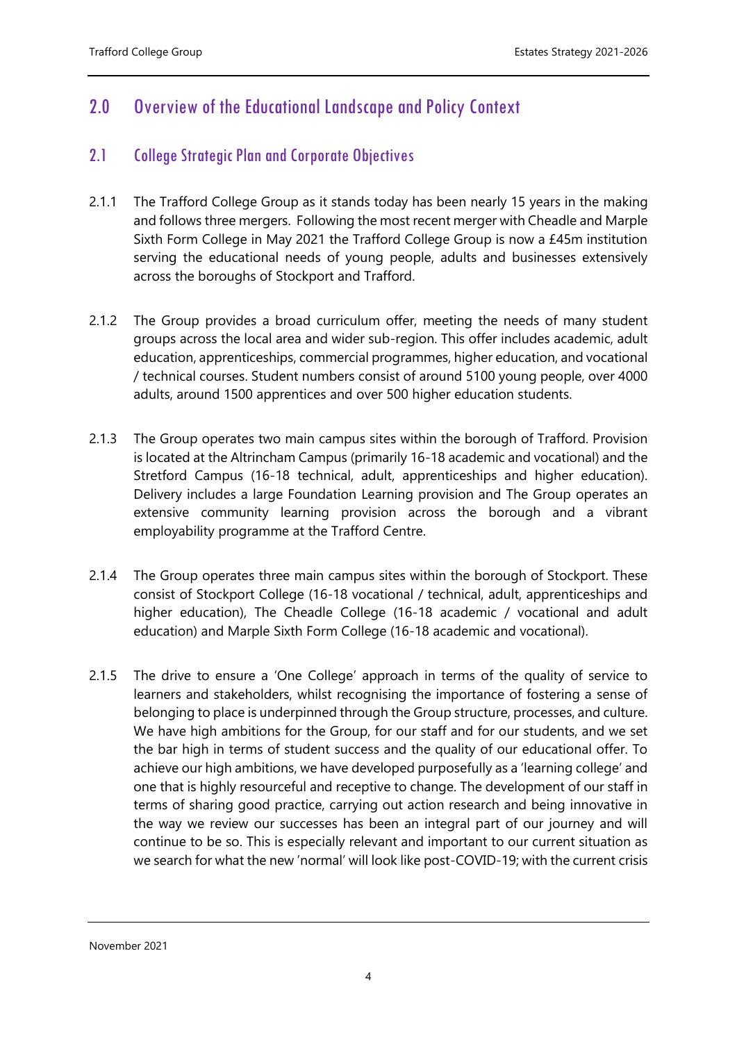## 2.0 Overview of the Educational Landscape and Policy Context

### 2.1 College Strategic Plan and Corporate Objectives

2.1.1 The Trafford College Group as it stands today has been nearly 15 years in the making and follows three mergers. Following the most recent merger with Cheadle and Marple Sixth Form College in May 2021 the Trafford College Group is now a £45m institution serving the educational needs of young people, adults and businesses extensively across the boroughs of Stockport and Trafford.

2.1.2 The Group provides a broad curriculum offer, meeting the needs of many student groups across the local area and wider sub-region. This offer includes academic, adult education, apprenticeships, commercial programmes, higher education, and vocational / technical courses. Student numbers consist of around 5100 young people, over 4000 adults, around 1500 apprentices and over 500 higher education students.

2.1.3 The Group operates two main campus sites within the borough of Trafford. Provision is located at the Altrincham Campus (primarily 16-18 academic and vocational) and the Stretford Campus (16-18 technical, adult, apprenticeships and higher education). Delivery includes a large Foundation Learning provision and The Group operates an extensive community learning provision across the borough and a vibrant employability programme at the Trafford Centre.

2.1.4 The Group operates three main campus sites within the borough of Stockport. These consist of Stockport College (16-18 vocational / technical, adult, apprenticeships and higher education), The Cheadle College (16-18 academic / vocational and adult education) and Marple Sixth Form College (16-18 academic and vocational).

2.1.5 The drive to ensure a 'One College' approach in terms of the quality of service to learners and stakeholders, whilst recognising the importance of fostering a sense of belonging to place is underpinned through the Group structure, processes, and culture. We have high ambitions for the Group, for our staff and for our students, and we set the bar high in terms of student success and the quality of our educational offer. To achieve our high ambitions, we have developed purposefully as a 'learning college' and one that is highly resourceful and receptive to change. The development of our staff in terms of sharing good practice, carrying out action research and being innovative in the way we review our successes has been an integral part of our journey and will continue to be so. This is especially relevant and important to our current situation as we search for what the new 'normal' will look like post-COVID-19; with the current crisis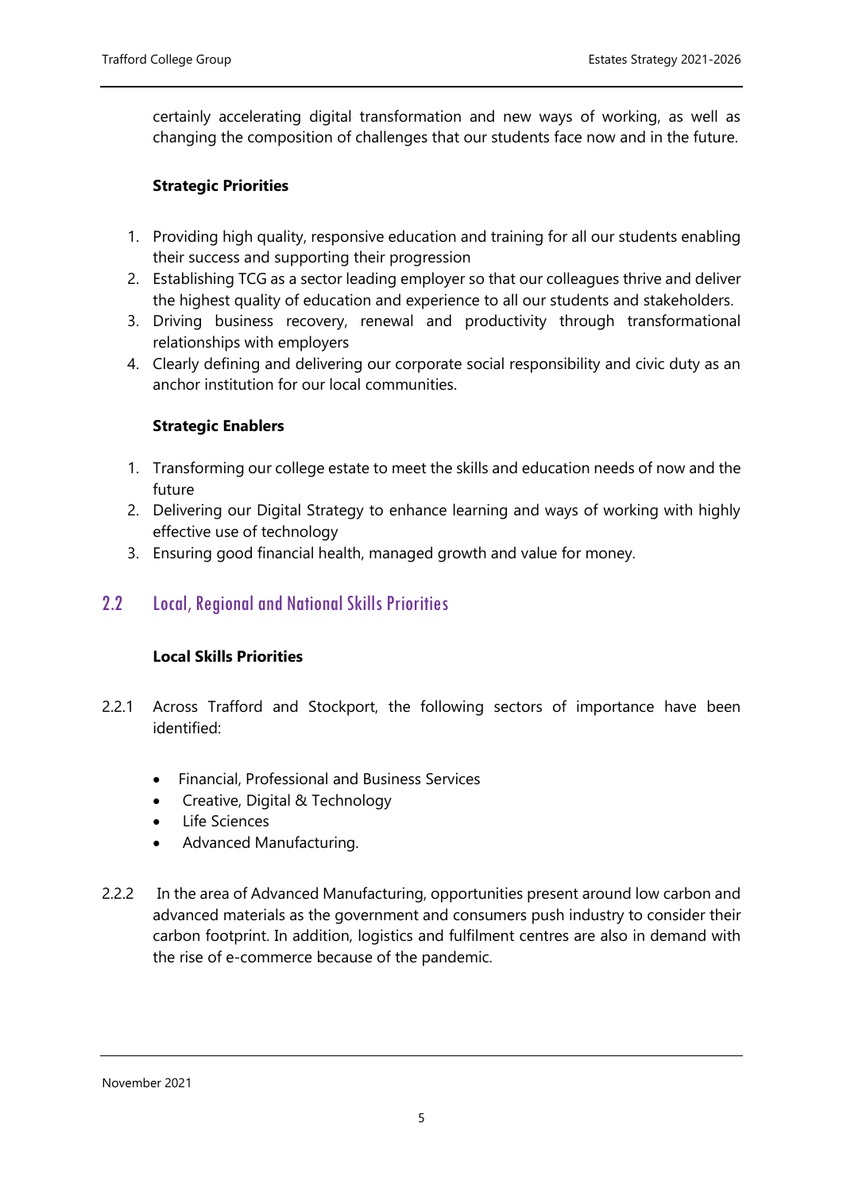certainly accelerating digital transformation and new ways of working, as well as changing the composition of challenges that our students face now and in the future.

**Strategic Priorities**

1. Providing high quality, responsive education and training for all our students enabling their success and supporting their progression
2. Establishing TCG as a sector leading employer so that our colleagues thrive and deliver the highest quality of education and experience to all our students and stakeholders.
3. Driving business recovery, renewal and productivity through transformational relationships with employers
4. Clearly defining and delivering our corporate social responsibility and civic duty as an anchor institution for our local communities.

**Strategic Enablers**

1. Transforming our college estate to meet the skills and education needs of now and the future
2. Delivering our Digital Strategy to enhance learning and ways of working with highly effective use of technology
3. Ensuring good financial health, managed growth and value for money.

## 2.2 Local, Regional and National Skills Priorities

**Local Skills Priorities**

2.2.1 Across Trafford and Stockport, the following sectors of importance have been identified:

- Financial, Professional and Business Services
- Creative, Digital & Technology
- Life Sciences
- Advanced Manufacturing.

2.2.2 In the area of Advanced Manufacturing, opportunities present around low carbon and advanced materials as the government and consumers push industry to consider their carbon footprint. In addition, logistics and fulfilment centres are also in demand with the rise of e-commerce because of the pandemic.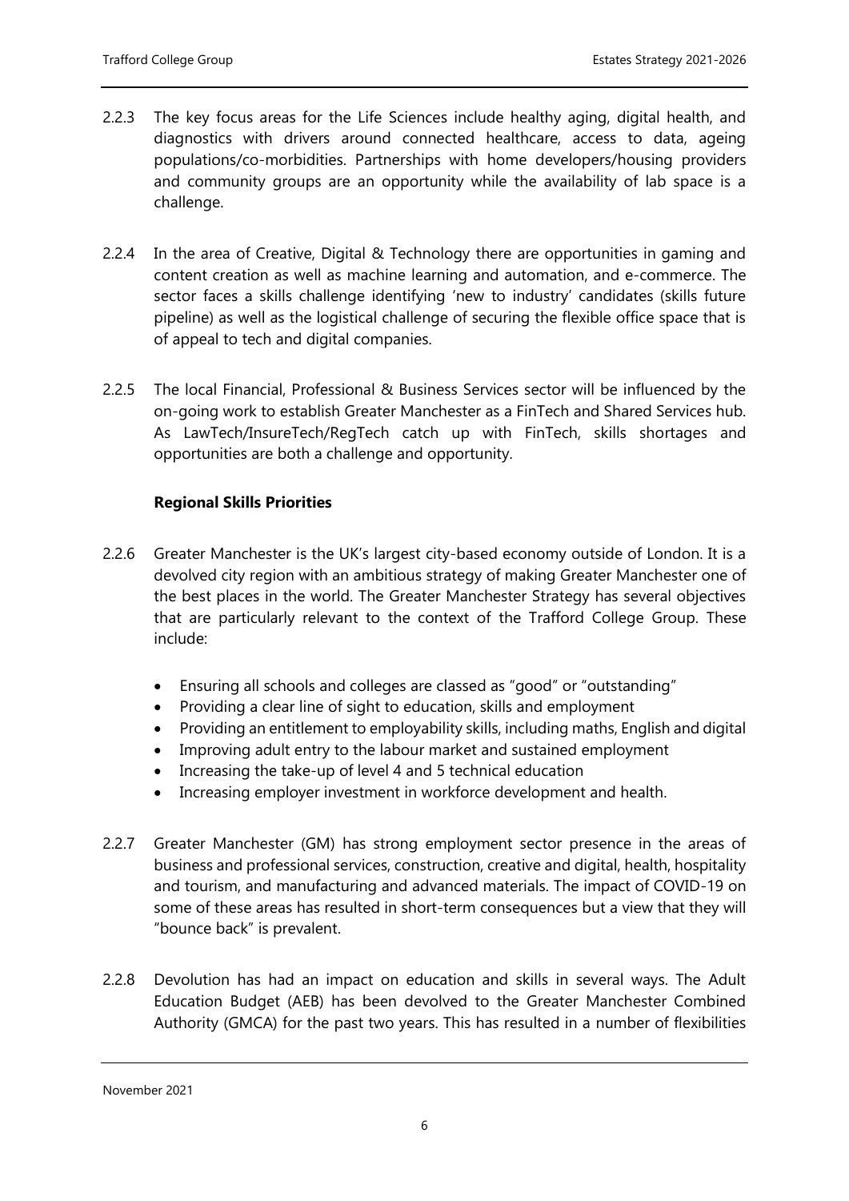2.2.3 The key focus areas for the Life Sciences include healthy aging, digital health, and diagnostics with drivers around connected healthcare, access to data, ageing populations/co-morbidities. Partnerships with home developers/housing providers and community groups are an opportunity while the availability of lab space is a challenge.

2.2.4 In the area of Creative, Digital & Technology there are opportunities in gaming and content creation as well as machine learning and automation, and e-commerce. The sector faces a skills challenge identifying 'new to industry' candidates (skills future pipeline) as well as the logistical challenge of securing the flexible office space that is of appeal to tech and digital companies.

2.2.5 The local Financial, Professional & Business Services sector will be influenced by the on-going work to establish Greater Manchester as a FinTech and Shared Services hub. As LawTech/InsureTech/RegTech catch up with FinTech, skills shortages and opportunities are both a challenge and opportunity.

**Regional Skills Priorities**

2.2.6 Greater Manchester is the UK's largest city-based economy outside of London. It is a devolved city region with an ambitious strategy of making Greater Manchester one of the best places in the world. The Greater Manchester Strategy has several objectives that are particularly relevant to the context of the Trafford College Group. These include:

- Ensuring all schools and colleges are classed as "good" or "outstanding"
- Providing a clear line of sight to education, skills and employment
- Providing an entitlement to employability skills, including maths, English and digital
- Improving adult entry to the labour market and sustained employment
- Increasing the take-up of level 4 and 5 technical education
- Increasing employer investment in workforce development and health.

2.2.7 Greater Manchester (GM) has strong employment sector presence in the areas of business and professional services, construction, creative and digital, health, hospitality and tourism, and manufacturing and advanced materials. The impact of COVID-19 on some of these areas has resulted in short-term consequences but a view that they will "bounce back" is prevalent.

2.2.8 Devolution has had an impact on education and skills in several ways. The Adult Education Budget (AEB) has been devolved to the Greater Manchester Combined Authority (GMCA) for the past two years. This has resulted in a number of flexibilities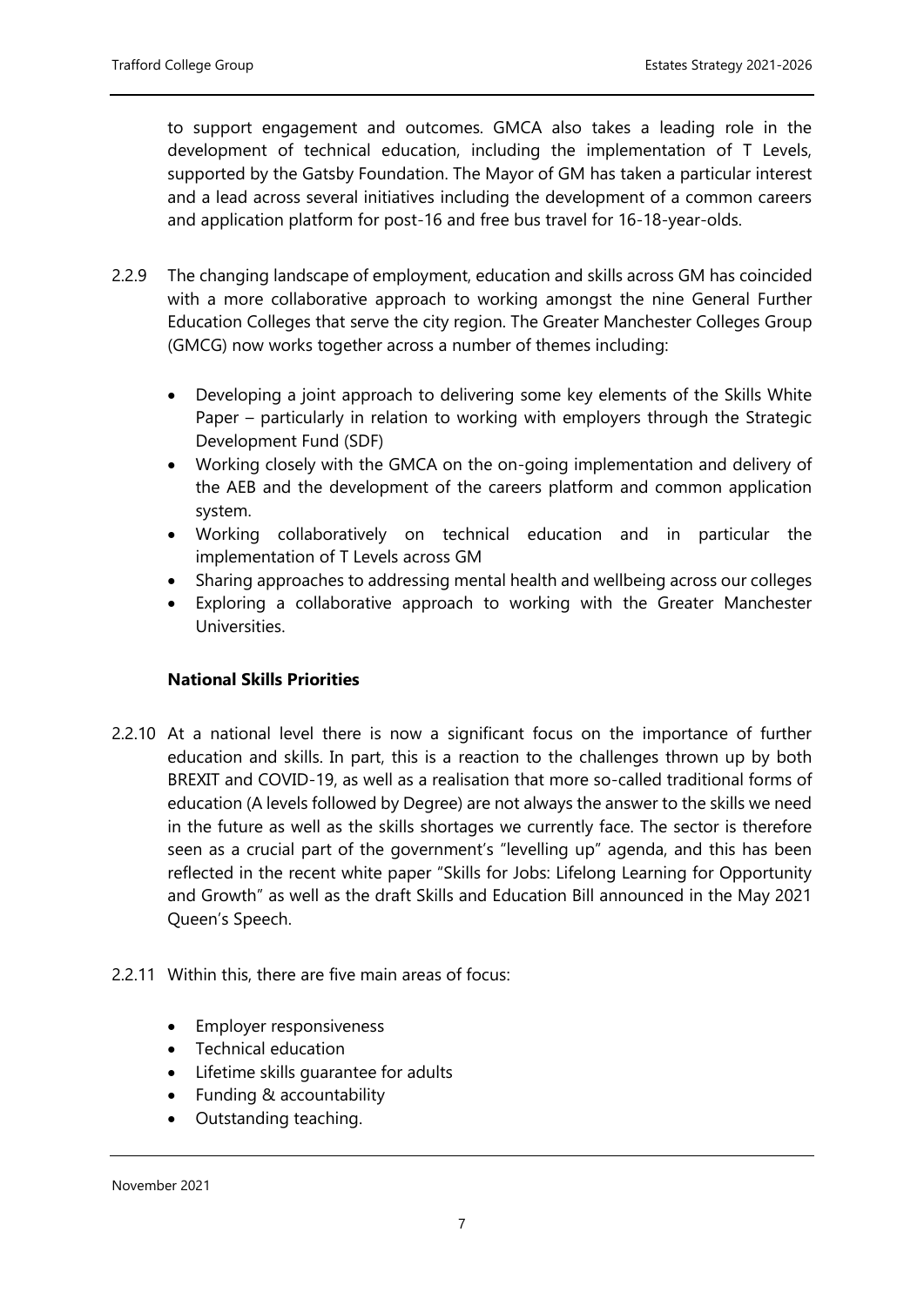to support engagement and outcomes. GMCA also takes a leading role in the development of technical education, including the implementation of T Levels, supported by the Gatsby Foundation. The Mayor of GM has taken a particular interest and a lead across several initiatives including the development of a common careers and application platform for post-16 and free bus travel for 16-18-year-olds.

2.2.9 The changing landscape of employment, education and skills across GM has coincided with a more collaborative approach to working amongst the nine General Further Education Colleges that serve the city region. The Greater Manchester Colleges Group (GMCG) now works together across a number of themes including:

- Developing a joint approach to delivering some key elements of the Skills White Paper – particularly in relation to working with employers through the Strategic Development Fund (SDF)
- Working closely with the GMCA on the on-going implementation and delivery of the AEB and the development of the careers platform and common application system.
- Working collaboratively on technical education and in particular the implementation of T Levels across GM
- Sharing approaches to addressing mental health and wellbeing across our colleges
- Exploring a collaborative approach to working with the Greater Manchester Universities.

**National Skills Priorities**

2.2.10 At a national level there is now a significant focus on the importance of further education and skills. In part, this is a reaction to the challenges thrown up by both BREXIT and COVID-19, as well as a realisation that more so-called traditional forms of education (A levels followed by Degree) are not always the answer to the skills we need in the future as well as the skills shortages we currently face. The sector is therefore seen as a crucial part of the government's "levelling up" agenda, and this has been reflected in the recent white paper "Skills for Jobs: Lifelong Learning for Opportunity and Growth" as well as the draft Skills and Education Bill announced in the May 2021 Queen's Speech.

2.2.11 Within this, there are five main areas of focus:

- Employer responsiveness
- Technical education
- Lifetime skills guarantee for adults
- Funding & accountability
- Outstanding teaching.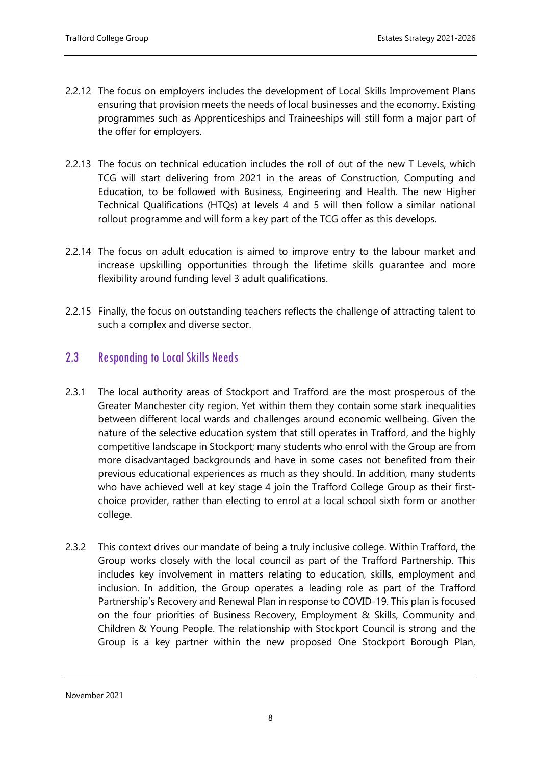2.2.12 The focus on employers includes the development of Local Skills Improvement Plans ensuring that provision meets the needs of local businesses and the economy. Existing programmes such as Apprenticeships and Traineeships will still form a major part of the offer for employers.

2.2.13 The focus on technical education includes the roll of out of the new T Levels, which TCG will start delivering from 2021 in the areas of Construction, Computing and Education, to be followed with Business, Engineering and Health. The new Higher Technical Qualifications (HTQs) at levels 4 and 5 will then follow a similar national rollout programme and will form a key part of the TCG offer as this develops.

2.2.14 The focus on adult education is aimed to improve entry to the labour market and increase upskilling opportunities through the lifetime skills guarantee and more flexibility around funding level 3 adult qualifications.

2.2.15 Finally, the focus on outstanding teachers reflects the challenge of attracting talent to such a complex and diverse sector.

## 2.3 Responding to Local Skills Needs

2.3.1 The local authority areas of Stockport and Trafford are the most prosperous of the Greater Manchester city region. Yet within them they contain some stark inequalities between different local wards and challenges around economic wellbeing. Given the nature of the selective education system that still operates in Trafford, and the highly competitive landscape in Stockport; many students who enrol with the Group are from more disadvantaged backgrounds and have in some cases not benefited from their previous educational experiences as much as they should. In addition, many students who have achieved well at key stage 4 join the Trafford College Group as their first-choice provider, rather than electing to enrol at a local school sixth form or another college.

2.3.2 This context drives our mandate of being a truly inclusive college. Within Trafford, the Group works closely with the local council as part of the Trafford Partnership. This includes key involvement in matters relating to education, skills, employment and inclusion. In addition, the Group operates a leading role as part of the Trafford Partnership's Recovery and Renewal Plan in response to COVID-19. This plan is focused on the four priorities of Business Recovery, Employment & Skills, Community and Children & Young People. The relationship with Stockport Council is strong and the Group is a key partner within the new proposed One Stockport Borough Plan,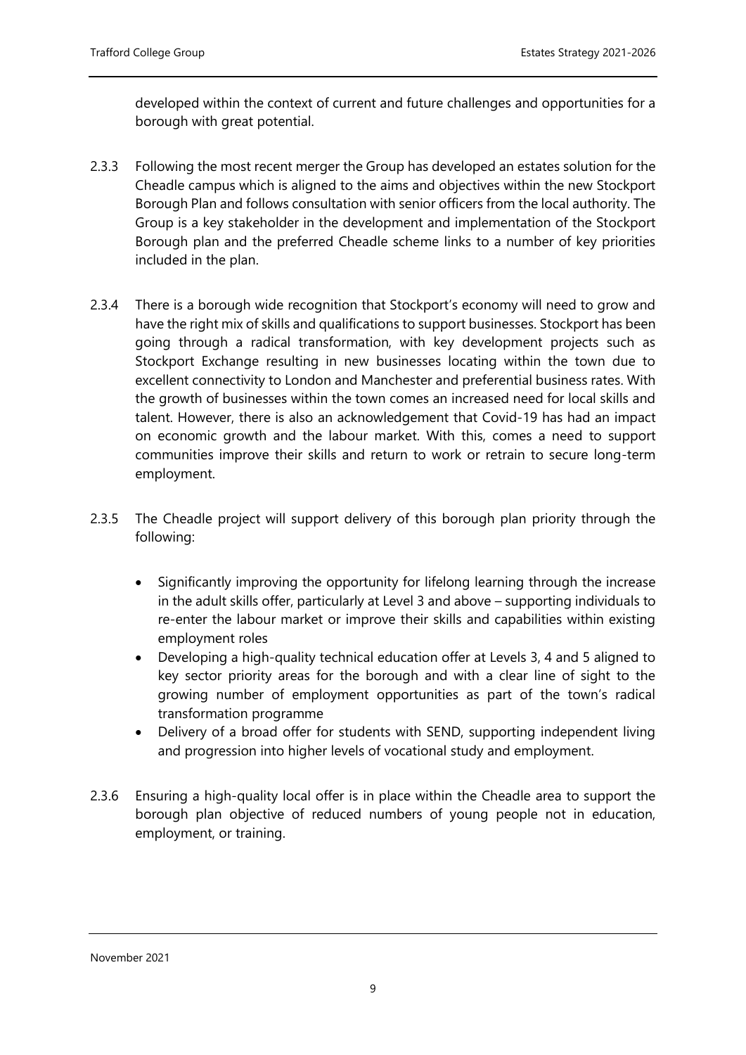developed within the context of current and future challenges and opportunities for a borough with great potential.

2.3.3 Following the most recent merger the Group has developed an estates solution for the Cheadle campus which is aligned to the aims and objectives within the new Stockport Borough Plan and follows consultation with senior officers from the local authority. The Group is a key stakeholder in the development and implementation of the Stockport Borough plan and the preferred Cheadle scheme links to a number of key priorities included in the plan.

2.3.4 There is a borough wide recognition that Stockport's economy will need to grow and have the right mix of skills and qualifications to support businesses. Stockport has been going through a radical transformation, with key development projects such as Stockport Exchange resulting in new businesses locating within the town due to excellent connectivity to London and Manchester and preferential business rates. With the growth of businesses within the town comes an increased need for local skills and talent. However, there is also an acknowledgement that Covid-19 has had an impact on economic growth and the labour market. With this, comes a need to support communities improve their skills and return to work or retrain to secure long-term employment.

2.3.5 The Cheadle project will support delivery of this borough plan priority through the following:

- Significantly improving the opportunity for lifelong learning through the increase in the adult skills offer, particularly at Level 3 and above – supporting individuals to re-enter the labour market or improve their skills and capabilities within existing employment roles
- Developing a high-quality technical education offer at Levels 3, 4 and 5 aligned to key sector priority areas for the borough and with a clear line of sight to the growing number of employment opportunities as part of the town's radical transformation programme
- Delivery of a broad offer for students with SEND, supporting independent living and progression into higher levels of vocational study and employment.

2.3.6 Ensuring a high-quality local offer is in place within the Cheadle area to support the borough plan objective of reduced numbers of young people not in education, employment, or training.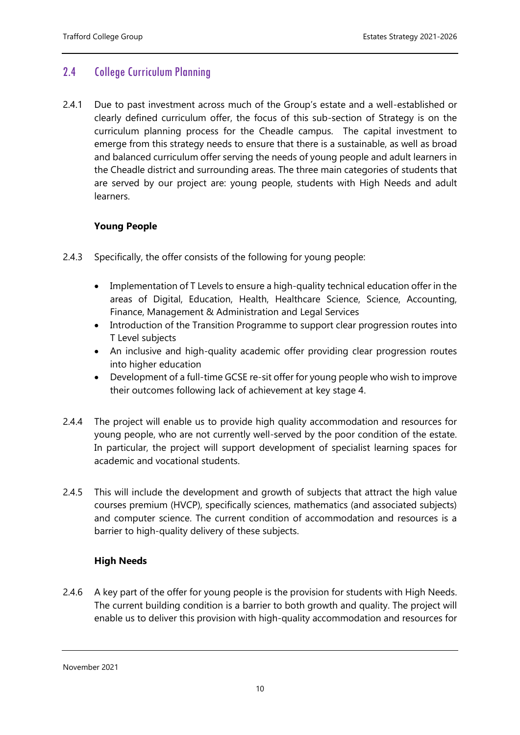## 2.4 College Curriculum Planning

2.4.1 Due to past investment across much of the Group's estate and a well-established or clearly defined curriculum offer, the focus of this sub-section of Strategy is on the curriculum planning process for the Cheadle campus. The capital investment to emerge from this strategy needs to ensure that there is a sustainable, as well as broad and balanced curriculum offer serving the needs of young people and adult learners in the Cheadle district and surrounding areas. The three main categories of students that are served by our project are: young people, students with High Needs and adult learners.

**Young People**

2.4.3 Specifically, the offer consists of the following for young people:

- Implementation of T Levels to ensure a high-quality technical education offer in the areas of Digital, Education, Health, Healthcare Science, Science, Accounting, Finance, Management & Administration and Legal Services
- Introduction of the Transition Programme to support clear progression routes into T Level subjects
- An inclusive and high-quality academic offer providing clear progression routes into higher education
- Development of a full-time GCSE re-sit offer for young people who wish to improve their outcomes following lack of achievement at key stage 4.

2.4.4 The project will enable us to provide high quality accommodation and resources for young people, who are not currently well-served by the poor condition of the estate. In particular, the project will support development of specialist learning spaces for academic and vocational students.

2.4.5 This will include the development and growth of subjects that attract the high value courses premium (HVCP), specifically sciences, mathematics (and associated subjects) and computer science. The current condition of accommodation and resources is a barrier to high-quality delivery of these subjects.

**High Needs**

2.4.6 A key part of the offer for young people is the provision for students with High Needs. The current building condition is a barrier to both growth and quality. The project will enable us to deliver this provision with high-quality accommodation and resources for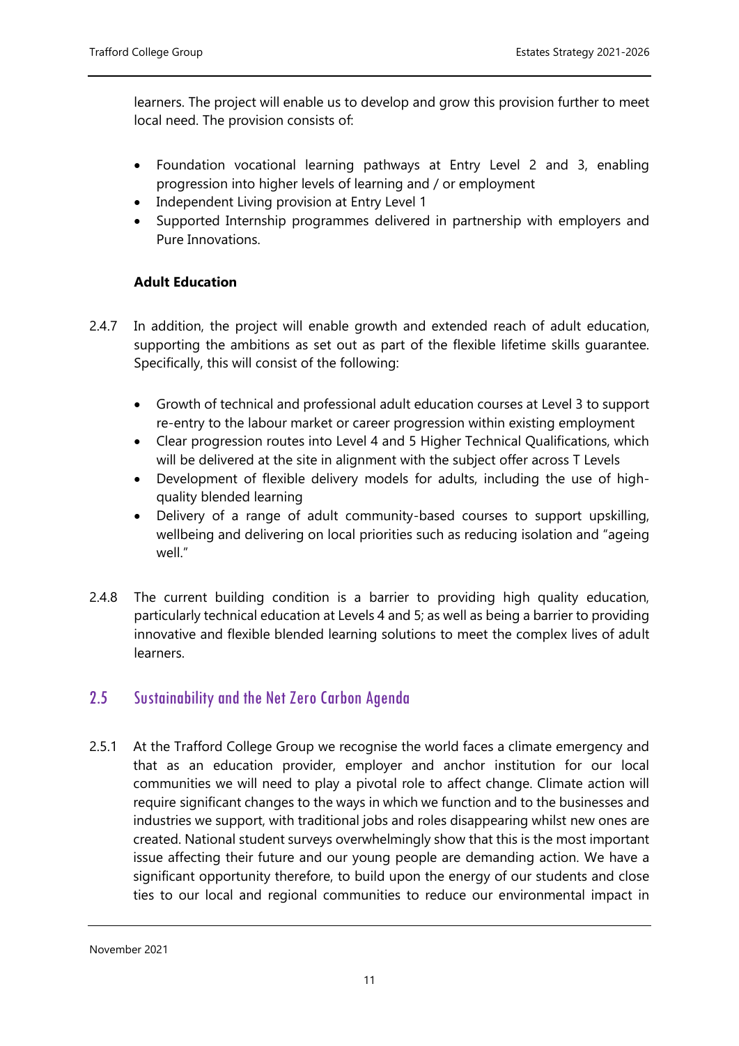learners. The project will enable us to develop and grow this provision further to meet local need. The provision consists of:

- Foundation vocational learning pathways at Entry Level 2 and 3, enabling progression into higher levels of learning and / or employment
- Independent Living provision at Entry Level 1
- Supported Internship programmes delivered in partnership with employers and Pure Innovations.

**Adult Education**

2.4.7 In addition, the project will enable growth and extended reach of adult education, supporting the ambitions as set out as part of the flexible lifetime skills guarantee. Specifically, this will consist of the following:

- Growth of technical and professional adult education courses at Level 3 to support re-entry to the labour market or career progression within existing employment
- Clear progression routes into Level 4 and 5 Higher Technical Qualifications, which will be delivered at the site in alignment with the subject offer across T Levels
- Development of flexible delivery models for adults, including the use of high-quality blended learning
- Delivery of a range of adult community-based courses to support upskilling, wellbeing and delivering on local priorities such as reducing isolation and "ageing well."

2.4.8 The current building condition is a barrier to providing high quality education, particularly technical education at Levels 4 and 5; as well as being a barrier to providing innovative and flexible blended learning solutions to meet the complex lives of adult learners.

## 2.5 Sustainability and the Net Zero Carbon Agenda

2.5.1 At the Trafford College Group we recognise the world faces a climate emergency and that as an education provider, employer and anchor institution for our local communities we will need to play a pivotal role to affect change. Climate action will require significant changes to the ways in which we function and to the businesses and industries we support, with traditional jobs and roles disappearing whilst new ones are created. National student surveys overwhelmingly show that this is the most important issue affecting their future and our young people are demanding action. We have a significant opportunity therefore, to build upon the energy of our students and close ties to our local and regional communities to reduce our environmental impact in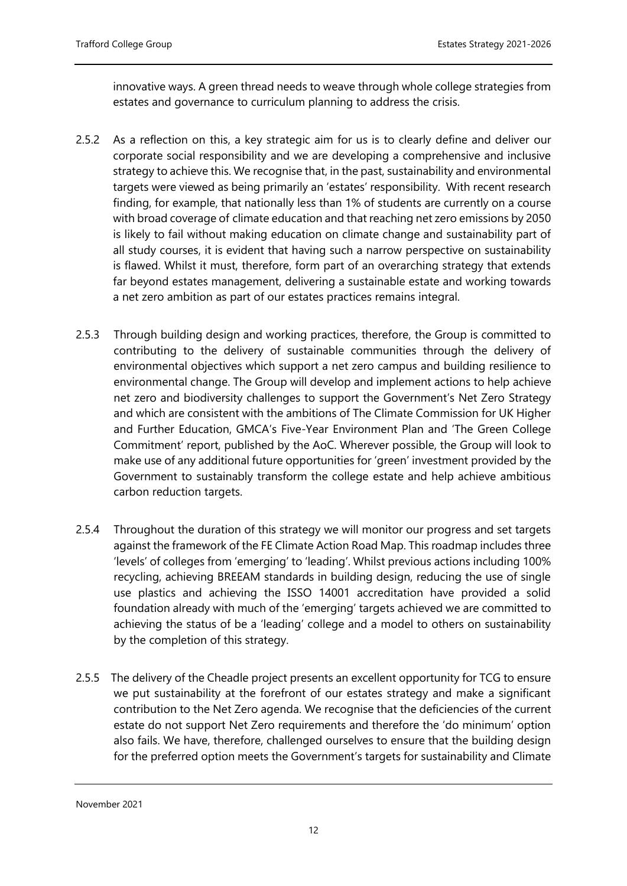innovative ways. A green thread needs to weave through whole college strategies from estates and governance to curriculum planning to address the crisis.

2.5.2 As a reflection on this, a key strategic aim for us is to clearly define and deliver our corporate social responsibility and we are developing a comprehensive and inclusive strategy to achieve this. We recognise that, in the past, sustainability and environmental targets were viewed as being primarily an 'estates' responsibility. With recent research finding, for example, that nationally less than 1% of students are currently on a course with broad coverage of climate education and that reaching net zero emissions by 2050 is likely to fail without making education on climate change and sustainability part of all study courses, it is evident that having such a narrow perspective on sustainability is flawed. Whilst it must, therefore, form part of an overarching strategy that extends far beyond estates management, delivering a sustainable estate and working towards a net zero ambition as part of our estates practices remains integral.

2.5.3 Through building design and working practices, therefore, the Group is committed to contributing to the delivery of sustainable communities through the delivery of environmental objectives which support a net zero campus and building resilience to environmental change. The Group will develop and implement actions to help achieve net zero and biodiversity challenges to support the Government's Net Zero Strategy and which are consistent with the ambitions of The Climate Commission for UK Higher and Further Education, GMCA's Five-Year Environment Plan and 'The Green College Commitment' report, published by the AoC. Wherever possible, the Group will look to make use of any additional future opportunities for 'green' investment provided by the Government to sustainably transform the college estate and help achieve ambitious carbon reduction targets.

2.5.4 Throughout the duration of this strategy we will monitor our progress and set targets against the framework of the FE Climate Action Road Map. This roadmap includes three 'levels' of colleges from 'emerging' to 'leading'. Whilst previous actions including 100% recycling, achieving BREEAM standards in building design, reducing the use of single use plastics and achieving the ISSO 14001 accreditation have provided a solid foundation already with much of the 'emerging' targets achieved we are committed to achieving the status of be a 'leading' college and a model to others on sustainability by the completion of this strategy.

2.5.5 The delivery of the Cheadle project presents an excellent opportunity for TCG to ensure we put sustainability at the forefront of our estates strategy and make a significant contribution to the Net Zero agenda. We recognise that the deficiencies of the current estate do not support Net Zero requirements and therefore the 'do minimum' option also fails. We have, therefore, challenged ourselves to ensure that the building design for the preferred option meets the Government's targets for sustainability and Climate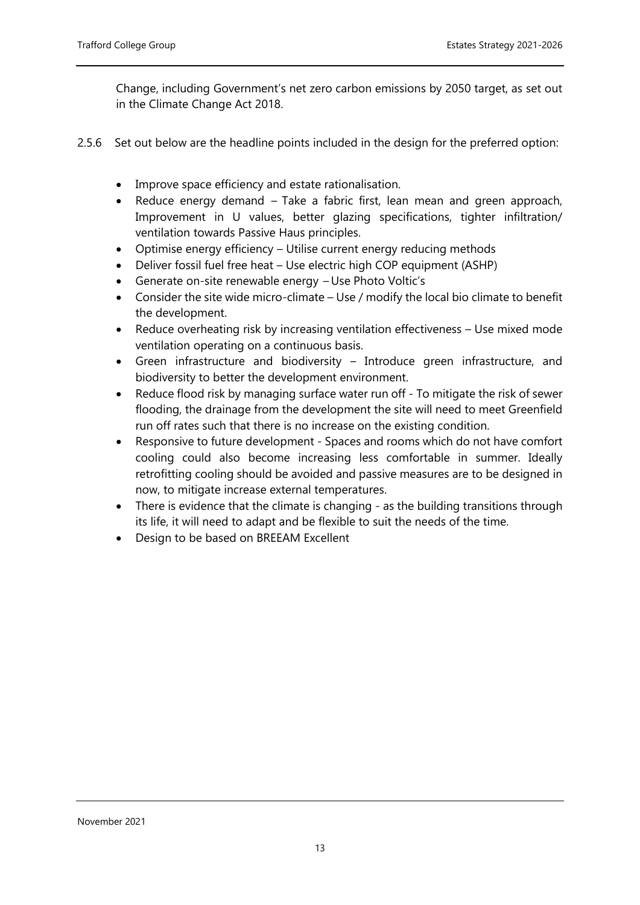Change, including Government's net zero carbon emissions by 2050 target, as set out in the Climate Change Act 2018.

2.5.6 Set out below are the headline points included in the design for the preferred option:

- Improve space efficiency and estate rationalisation.
- Reduce energy demand – Take a fabric first, lean mean and green approach, Improvement in U values, better glazing specifications, tighter infiltration/ ventilation towards Passive Haus principles.
- Optimise energy efficiency – Utilise current energy reducing methods
- Deliver fossil fuel free heat – Use electric high COP equipment (ASHP)
- Generate on-site renewable energy – Use Photo Voltic's
- Consider the site wide micro-climate – Use / modify the local bio climate to benefit the development.
- Reduce overheating risk by increasing ventilation effectiveness – Use mixed mode ventilation operating on a continuous basis.
- Green infrastructure and biodiversity – Introduce green infrastructure, and biodiversity to better the development environment.
- Reduce flood risk by managing surface water run off - To mitigate the risk of sewer flooding, the drainage from the development the site will need to meet Greenfield run off rates such that there is no increase on the existing condition.
- Responsive to future development - Spaces and rooms which do not have comfort cooling could also become increasing less comfortable in summer. Ideally retrofitting cooling should be avoided and passive measures are to be designed in now, to mitigate increase external temperatures.
- There is evidence that the climate is changing - as the building transitions through its life, it will need to adapt and be flexible to suit the needs of the time.
- Design to be based on BREEAM Excellent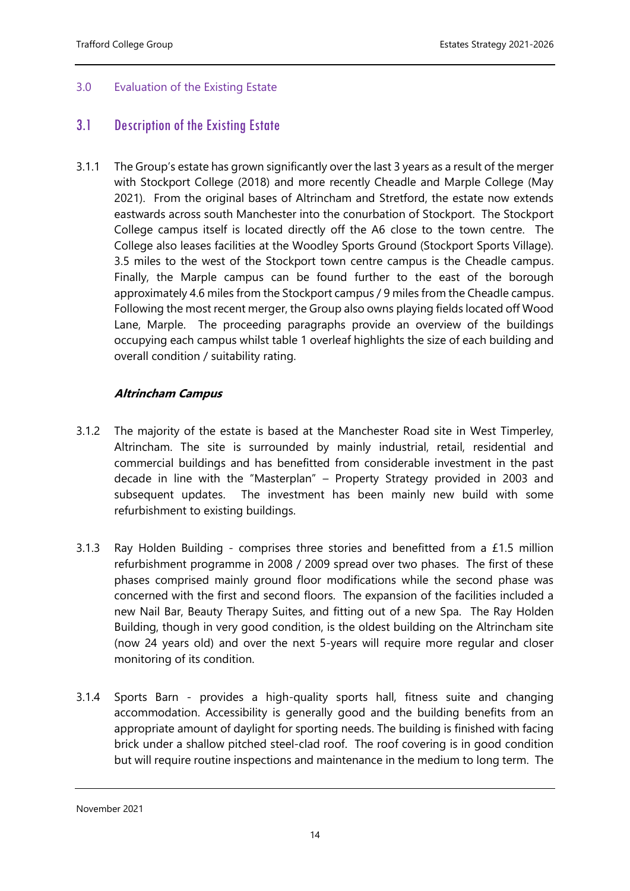## 3.0 Evaluation of the Existing Estate

### 3.1 Description of the Existing Estate

3.1.1 The Group's estate has grown significantly over the last 3 years as a result of the merger with Stockport College (2018) and more recently Cheadle and Marple College (May 2021). From the original bases of Altrincham and Stretford, the estate now extends eastwards across south Manchester into the conurbation of Stockport. The Stockport College campus itself is located directly off the A6 close to the town centre. The College also leases facilities at the Woodley Sports Ground (Stockport Sports Village). 3.5 miles to the west of the Stockport town centre campus is the Cheadle campus. Finally, the Marple campus can be found further to the east of the borough approximately 4.6 miles from the Stockport campus / 9 miles from the Cheadle campus. Following the most recent merger, the Group also owns playing fields located off Wood Lane, Marple. The proceeding paragraphs provide an overview of the buildings occupying each campus whilst table 1 overleaf highlights the size of each building and overall condition / suitability rating.

***Altrincham Campus***

3.1.2 The majority of the estate is based at the Manchester Road site in West Timperley, Altrincham. The site is surrounded by mainly industrial, retail, residential and commercial buildings and has benefitted from considerable investment in the past decade in line with the "Masterplan" – Property Strategy provided in 2003 and subsequent updates. The investment has been mainly new build with some refurbishment to existing buildings.

3.1.3 Ray Holden Building - comprises three stories and benefitted from a £1.5 million refurbishment programme in 2008 / 2009 spread over two phases. The first of these phases comprised mainly ground floor modifications while the second phase was concerned with the first and second floors. The expansion of the facilities included a new Nail Bar, Beauty Therapy Suites, and fitting out of a new Spa. The Ray Holden Building, though in very good condition, is the oldest building on the Altrincham site (now 24 years old) and over the next 5-years will require more regular and closer monitoring of its condition.

3.1.4 Sports Barn - provides a high-quality sports hall, fitness suite and changing accommodation. Accessibility is generally good and the building benefits from an appropriate amount of daylight for sporting needs. The building is finished with facing brick under a shallow pitched steel-clad roof. The roof covering is in good condition but will require routine inspections and maintenance in the medium to long term. The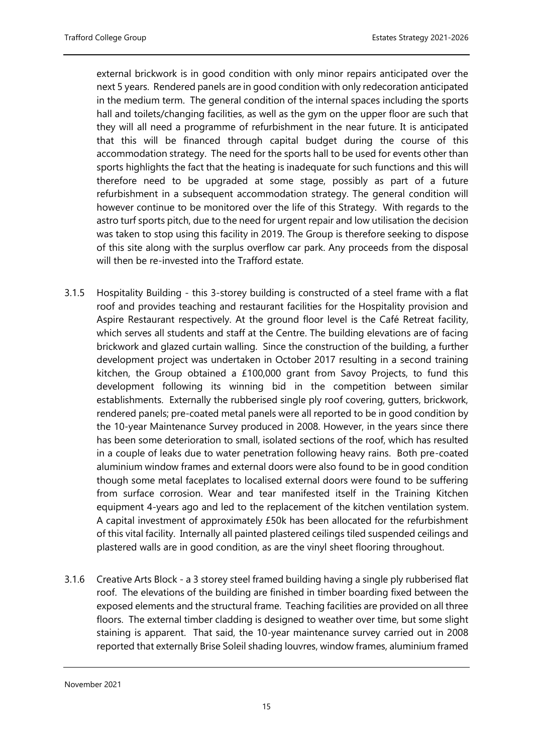external brickwork is in good condition with only minor repairs anticipated over the next 5 years. Rendered panels are in good condition with only redecoration anticipated in the medium term. The general condition of the internal spaces including the sports hall and toilets/changing facilities, as well as the gym on the upper floor are such that they will all need a programme of refurbishment in the near future. It is anticipated that this will be financed through capital budget during the course of this accommodation strategy. The need for the sports hall to be used for events other than sports highlights the fact that the heating is inadequate for such functions and this will therefore need to be upgraded at some stage, possibly as part of a future refurbishment in a subsequent accommodation strategy. The general condition will however continue to be monitored over the life of this Strategy. With regards to the astro turf sports pitch, due to the need for urgent repair and low utilisation the decision was taken to stop using this facility in 2019. The Group is therefore seeking to dispose of this site along with the surplus overflow car park. Any proceeds from the disposal will then be re-invested into the Trafford estate.

3.1.5 Hospitality Building - this 3-storey building is constructed of a steel frame with a flat roof and provides teaching and restaurant facilities for the Hospitality provision and Aspire Restaurant respectively. At the ground floor level is the Café Retreat facility, which serves all students and staff at the Centre. The building elevations are of facing brickwork and glazed curtain walling. Since the construction of the building, a further development project was undertaken in October 2017 resulting in a second training kitchen, the Group obtained a £100,000 grant from Savoy Projects, to fund this development following its winning bid in the competition between similar establishments. Externally the rubberised single ply roof covering, gutters, brickwork, rendered panels; pre-coated metal panels were all reported to be in good condition by the 10-year Maintenance Survey produced in 2008. However, in the years since there has been some deterioration to small, isolated sections of the roof, which has resulted in a couple of leaks due to water penetration following heavy rains. Both pre-coated aluminium window frames and external doors were also found to be in good condition though some metal faceplates to localised external doors were found to be suffering from surface corrosion. Wear and tear manifested itself in the Training Kitchen equipment 4-years ago and led to the replacement of the kitchen ventilation system. A capital investment of approximately £50k has been allocated for the refurbishment of this vital facility. Internally all painted plastered ceilings tiled suspended ceilings and plastered walls are in good condition, as are the vinyl sheet flooring throughout.

3.1.6 Creative Arts Block - a 3 storey steel framed building having a single ply rubberised flat roof. The elevations of the building are finished in timber boarding fixed between the exposed elements and the structural frame. Teaching facilities are provided on all three floors. The external timber cladding is designed to weather over time, but some slight staining is apparent. That said, the 10-year maintenance survey carried out in 2008 reported that externally Brise Soleil shading louvres, window frames, aluminium framed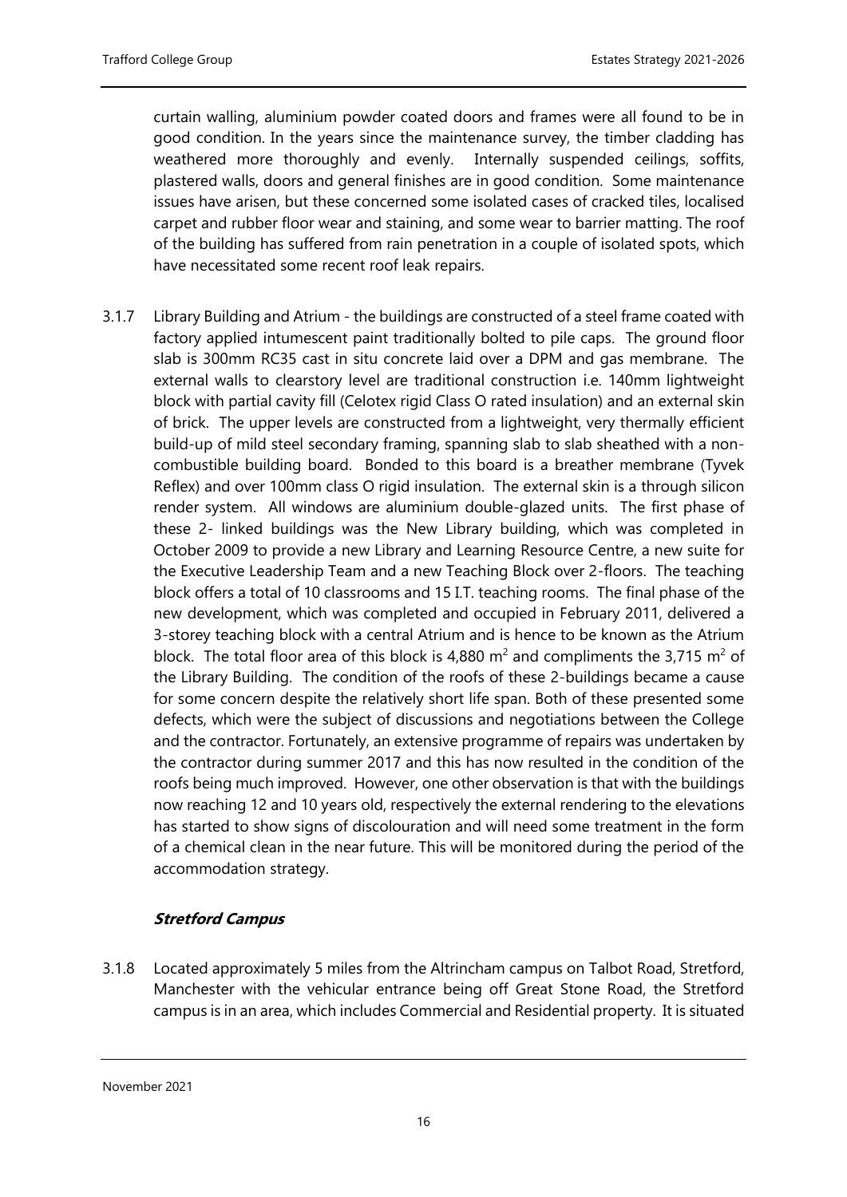curtain walling, aluminium powder coated doors and frames were all found to be in good condition. In the years since the maintenance survey, the timber cladding has weathered more thoroughly and evenly. Internally suspended ceilings, soffits, plastered walls, doors and general finishes are in good condition. Some maintenance issues have arisen, but these concerned some isolated cases of cracked tiles, localised carpet and rubber floor wear and staining, and some wear to barrier matting. The roof of the building has suffered from rain penetration in a couple of isolated spots, which have necessitated some recent roof leak repairs.

3.1.7 Library Building and Atrium - the buildings are constructed of a steel frame coated with factory applied intumescent paint traditionally bolted to pile caps. The ground floor slab is 300mm RC35 cast in situ concrete laid over a DPM and gas membrane. The external walls to clearstory level are traditional construction i.e. 140mm lightweight block with partial cavity fill (Celotex rigid Class O rated insulation) and an external skin of brick. The upper levels are constructed from a lightweight, very thermally efficient build-up of mild steel secondary framing, spanning slab to slab sheathed with a non-combustible building board. Bonded to this board is a breather membrane (Tyvek Reflex) and over 100mm class O rigid insulation. The external skin is a through silicon render system. All windows are aluminium double-glazed units. The first phase of these 2- linked buildings was the New Library building, which was completed in October 2009 to provide a new Library and Learning Resource Centre, a new suite for the Executive Leadership Team and a new Teaching Block over 2-floors. The teaching block offers a total of 10 classrooms and 15 I.T. teaching rooms. The final phase of the new development, which was completed and occupied in February 2011, delivered a 3-storey teaching block with a central Atrium and is hence to be known as the Atrium block. The total floor area of this block is 4,880 $m^2$ and compliments the 3,715 $m^2$ of the Library Building. The condition of the roofs of these 2-buildings became a cause for some concern despite the relatively short life span. Both of these presented some defects, which were the subject of discussions and negotiations between the College and the contractor. Fortunately, an extensive programme of repairs was undertaken by the contractor during summer 2017 and this has now resulted in the condition of the roofs being much improved. However, one other observation is that with the buildings now reaching 12 and 10 years old, respectively the external rendering to the elevations has started to show signs of discolouration and will need some treatment in the form of a chemical clean in the near future. This will be monitored during the period of the accommodation strategy.

### *Stretford Campus*

3.1.8 Located approximately 5 miles from the Altrincham campus on Talbot Road, Stretford, Manchester with the vehicular entrance being off Great Stone Road, the Stretford campus is in an area, which includes Commercial and Residential property. It is situated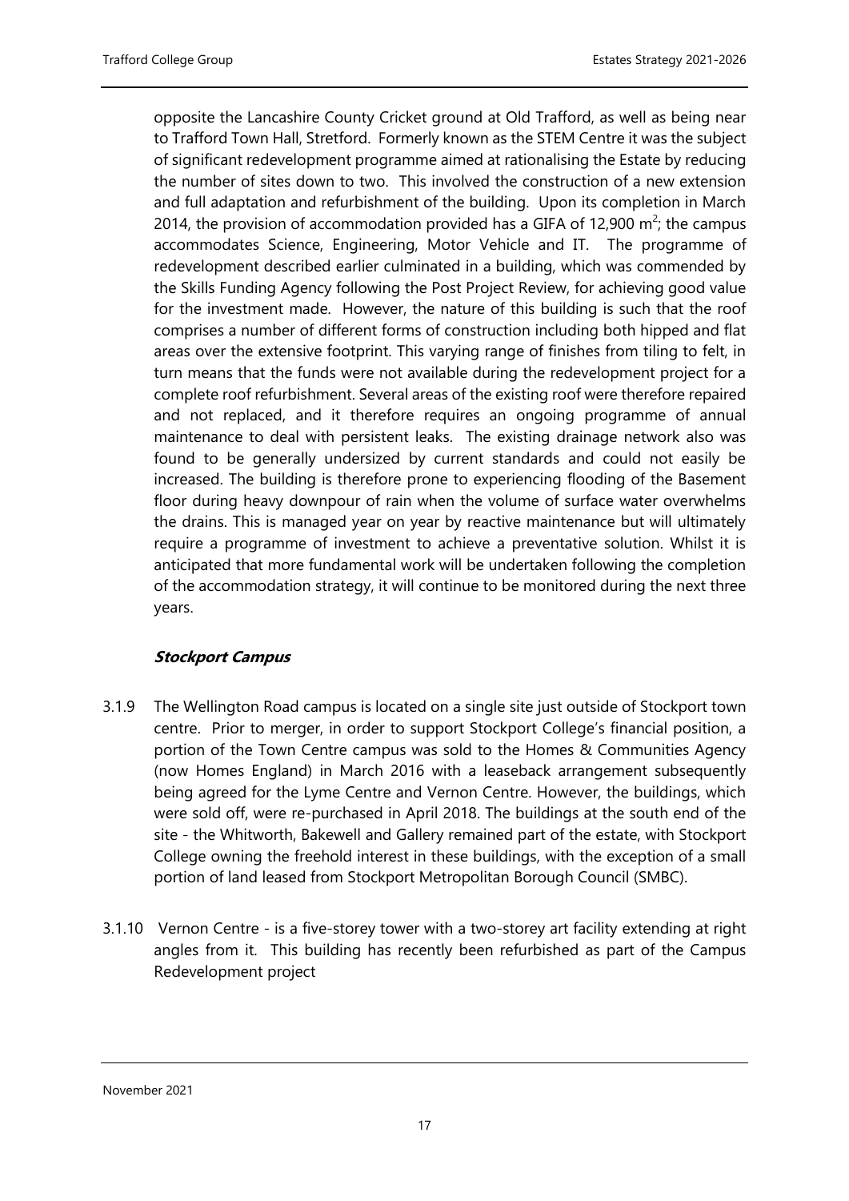opposite the Lancashire County Cricket ground at Old Trafford, as well as being near to Trafford Town Hall, Stretford. Formerly known as the STEM Centre it was the subject of significant redevelopment programme aimed at rationalising the Estate by reducing the number of sites down to two. This involved the construction of a new extension and full adaptation and refurbishment of the building. Upon its completion in March 2014, the provision of accommodation provided has a GIFA of 12,900 $m^2$; the campus accommodates Science, Engineering, Motor Vehicle and IT. The programme of redevelopment described earlier culminated in a building, which was commended by the Skills Funding Agency following the Post Project Review, for achieving good value for the investment made. However, the nature of this building is such that the roof comprises a number of different forms of construction including both hipped and flat areas over the extensive footprint. This varying range of finishes from tiling to felt, in turn means that the funds were not available during the redevelopment project for a complete roof refurbishment. Several areas of the existing roof were therefore repaired and not replaced, and it therefore requires an ongoing programme of annual maintenance to deal with persistent leaks. The existing drainage network also was found to be generally undersized by current standards and could not easily be increased. The building is therefore prone to experiencing flooding of the Basement floor during heavy downpour of rain when the volume of surface water overwhelms the drains. This is managed year on year by reactive maintenance but will ultimately require a programme of investment to achieve a preventative solution. Whilst it is anticipated that more fundamental work will be undertaken following the completion of the accommodation strategy, it will continue to be monitored during the next three years.

***Stockport Campus***

3.1.9 The Wellington Road campus is located on a single site just outside of Stockport town centre. Prior to merger, in order to support Stockport College's financial position, a portion of the Town Centre campus was sold to the Homes & Communities Agency (now Homes England) in March 2016 with a leaseback arrangement subsequently being agreed for the Lyme Centre and Vernon Centre. However, the buildings, which were sold off, were re-purchased in April 2018. The buildings at the south end of the site - the Whitworth, Bakewell and Gallery remained part of the estate, with Stockport College owning the freehold interest in these buildings, with the exception of a small portion of land leased from Stockport Metropolitan Borough Council (SMBC).

3.1.10 Vernon Centre - is a five-storey tower with a two-storey art facility extending at right angles from it. This building has recently been refurbished as part of the Campus Redevelopment project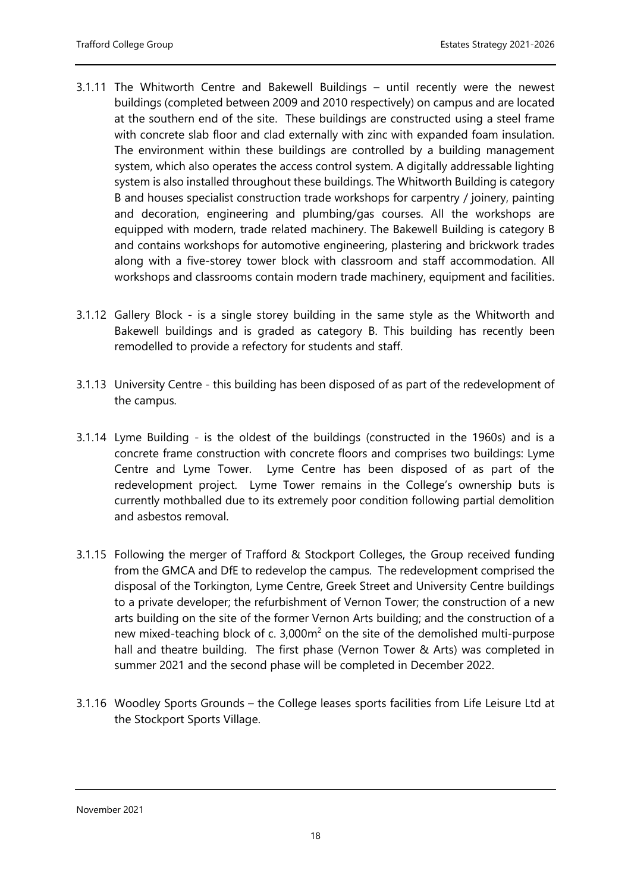3.1.11 The Whitworth Centre and Bakewell Buildings – until recently were the newest buildings (completed between 2009 and 2010 respectively) on campus and are located at the southern end of the site. These buildings are constructed using a steel frame with concrete slab floor and clad externally with zinc with expanded foam insulation. The environment within these buildings are controlled by a building management system, which also operates the access control system. A digitally addressable lighting system is also installed throughout these buildings. The Whitworth Building is category B and houses specialist construction trade workshops for carpentry / joinery, painting and decoration, engineering and plumbing/gas courses. All the workshops are equipped with modern, trade related machinery. The Bakewell Building is category B and contains workshops for automotive engineering, plastering and brickwork trades along with a five-storey tower block with classroom and staff accommodation. All workshops and classrooms contain modern trade machinery, equipment and facilities.

3.1.12 Gallery Block - is a single storey building in the same style as the Whitworth and Bakewell buildings and is graded as category B. This building has recently been remodelled to provide a refectory for students and staff.

3.1.13 University Centre - this building has been disposed of as part of the redevelopment of the campus.

3.1.14 Lyme Building - is the oldest of the buildings (constructed in the 1960s) and is a concrete frame construction with concrete floors and comprises two buildings: Lyme Centre and Lyme Tower. Lyme Centre has been disposed of as part of the redevelopment project. Lyme Tower remains in the College's ownership buts is currently mothballed due to its extremely poor condition following partial demolition and asbestos removal.

3.1.15 Following the merger of Trafford & Stockport Colleges, the Group received funding from the GMCA and DfE to redevelop the campus. The redevelopment comprised the disposal of the Torkington, Lyme Centre, Greek Street and University Centre buildings to a private developer; the refurbishment of Vernon Tower; the construction of a new arts building on the site of the former Vernon Arts building; and the construction of a new mixed-teaching block of c. 3,000m$^2$ on the site of the demolished multi-purpose hall and theatre building. The first phase (Vernon Tower & Arts) was completed in summer 2021 and the second phase will be completed in December 2022.

3.1.16 Woodley Sports Grounds – the College leases sports facilities from Life Leisure Ltd at the Stockport Sports Village.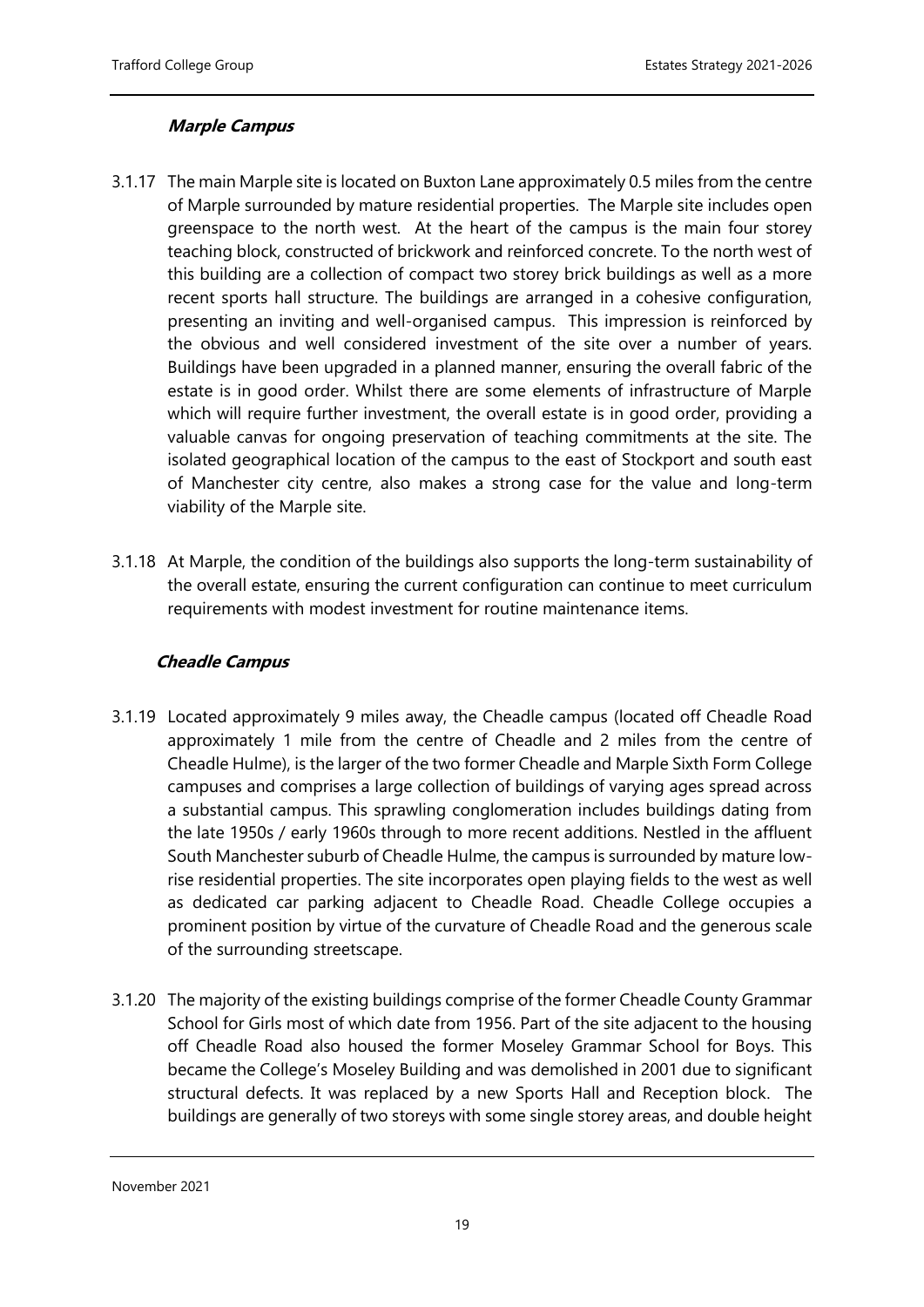### *Marple Campus*

3.1.17 The main Marple site is located on Buxton Lane approximately 0.5 miles from the centre of Marple surrounded by mature residential properties. The Marple site includes open greenspace to the north west. At the heart of the campus is the main four storey teaching block, constructed of brickwork and reinforced concrete. To the north west of this building are a collection of compact two storey brick buildings as well as a more recent sports hall structure. The buildings are arranged in a cohesive configuration, presenting an inviting and well-organised campus. This impression is reinforced by the obvious and well considered investment of the site over a number of years. Buildings have been upgraded in a planned manner, ensuring the overall fabric of the estate is in good order. Whilst there are some elements of infrastructure of Marple which will require further investment, the overall estate is in good order, providing a valuable canvas for ongoing preservation of teaching commitments at the site. The isolated geographical location of the campus to the east of Stockport and south east of Manchester city centre, also makes a strong case for the value and long-term viability of the Marple site.

3.1.18 At Marple, the condition of the buildings also supports the long-term sustainability of the overall estate, ensuring the current configuration can continue to meet curriculum requirements with modest investment for routine maintenance items.

### *Cheadle Campus*

3.1.19 Located approximately 9 miles away, the Cheadle campus (located off Cheadle Road approximately 1 mile from the centre of Cheadle and 2 miles from the centre of Cheadle Hulme), is the larger of the two former Cheadle and Marple Sixth Form College campuses and comprises a large collection of buildings of varying ages spread across a substantial campus. This sprawling conglomeration includes buildings dating from the late 1950s / early 1960s through to more recent additions. Nestled in the affluent South Manchester suburb of Cheadle Hulme, the campus is surrounded by mature low-rise residential properties. The site incorporates open playing fields to the west as well as dedicated car parking adjacent to Cheadle Road. Cheadle College occupies a prominent position by virtue of the curvature of Cheadle Road and the generous scale of the surrounding streetscape.

3.1.20 The majority of the existing buildings comprise of the former Cheadle County Grammar School for Girls most of which date from 1956. Part of the site adjacent to the housing off Cheadle Road also housed the former Moseley Grammar School for Boys. This became the College's Moseley Building and was demolished in 2001 due to significant structural defects. It was replaced by a new Sports Hall and Reception block. The buildings are generally of two storeys with some single storey areas, and double height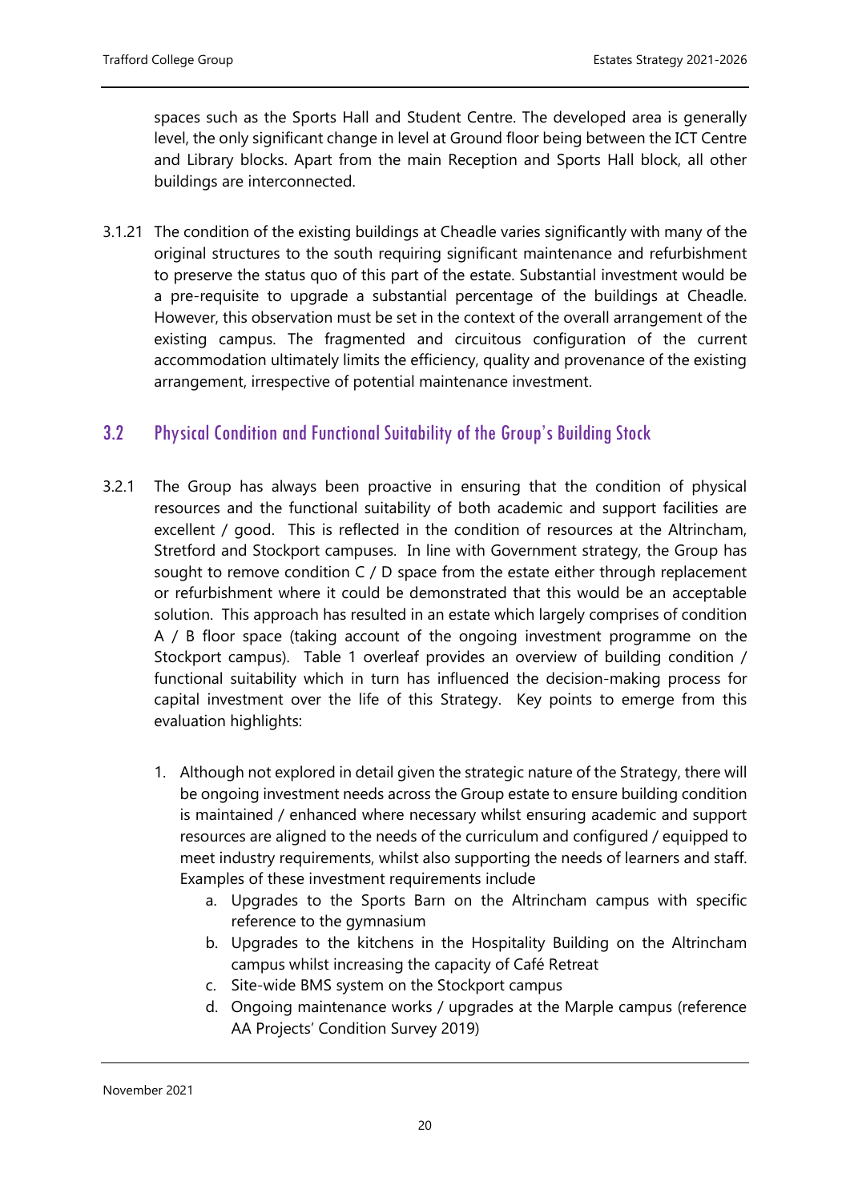spaces such as the Sports Hall and Student Centre. The developed area is generally level, the only significant change in level at Ground floor being between the ICT Centre and Library blocks. Apart from the main Reception and Sports Hall block, all other buildings are interconnected.

3.1.21 The condition of the existing buildings at Cheadle varies significantly with many of the original structures to the south requiring significant maintenance and refurbishment to preserve the status quo of this part of the estate. Substantial investment would be a pre-requisite to upgrade a substantial percentage of the buildings at Cheadle. However, this observation must be set in the context of the overall arrangement of the existing campus. The fragmented and circuitous configuration of the current accommodation ultimately limits the efficiency, quality and provenance of the existing arrangement, irrespective of potential maintenance investment.

## 3.2 Physical Condition and Functional Suitability of the Group's Building Stock

3.2.1 The Group has always been proactive in ensuring that the condition of physical resources and the functional suitability of both academic and support facilities are excellent / good. This is reflected in the condition of resources at the Altrincham, Stretford and Stockport campuses. In line with Government strategy, the Group has sought to remove condition C / D space from the estate either through replacement or refurbishment where it could be demonstrated that this would be an acceptable solution. This approach has resulted in an estate which largely comprises of condition A / B floor space (taking account of the ongoing investment programme on the Stockport campus). Table 1 overleaf provides an overview of building condition / functional suitability which in turn has influenced the decision-making process for capital investment over the life of this Strategy. Key points to emerge from this evaluation highlights:

1. Although not explored in detail given the strategic nature of the Strategy, there will be ongoing investment needs across the Group estate to ensure building condition is maintained / enhanced where necessary whilst ensuring academic and support resources are aligned to the needs of the curriculum and configured / equipped to meet industry requirements, whilst also supporting the needs of learners and staff. Examples of these investment requirements include
    a. Upgrades to the Sports Barn on the Altrincham campus with specific reference to the gymnasium
    b. Upgrades to the kitchens in the Hospitality Building on the Altrincham campus whilst increasing the capacity of Café Retreat
    c. Site-wide BMS system on the Stockport campus
    d. Ongoing maintenance works / upgrades at the Marple campus (reference AA Projects' Condition Survey 2019)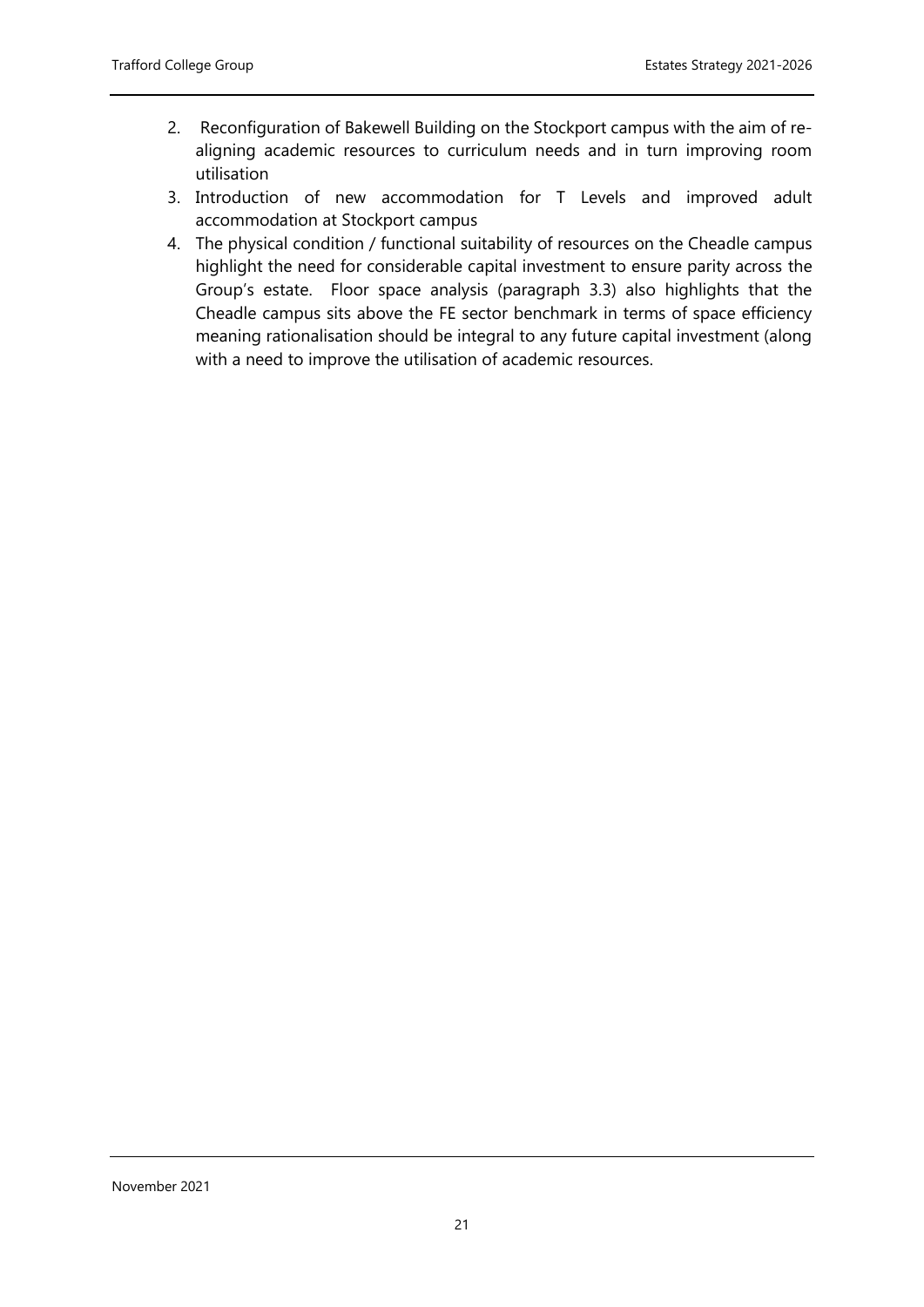2. Reconfiguration of Bakewell Building on the Stockport campus with the aim of re-aligning academic resources to curriculum needs and in turn improving room utilisation
3. Introduction of new accommodation for T Levels and improved adult accommodation at Stockport campus
4. The physical condition / functional suitability of resources on the Cheadle campus highlight the need for considerable capital investment to ensure parity across the Group's estate. Floor space analysis (paragraph 3.3) also highlights that the Cheadle campus sits above the FE sector benchmark in terms of space efficiency meaning rationalisation should be integral to any future capital investment (along with a need to improve the utilisation of academic resources.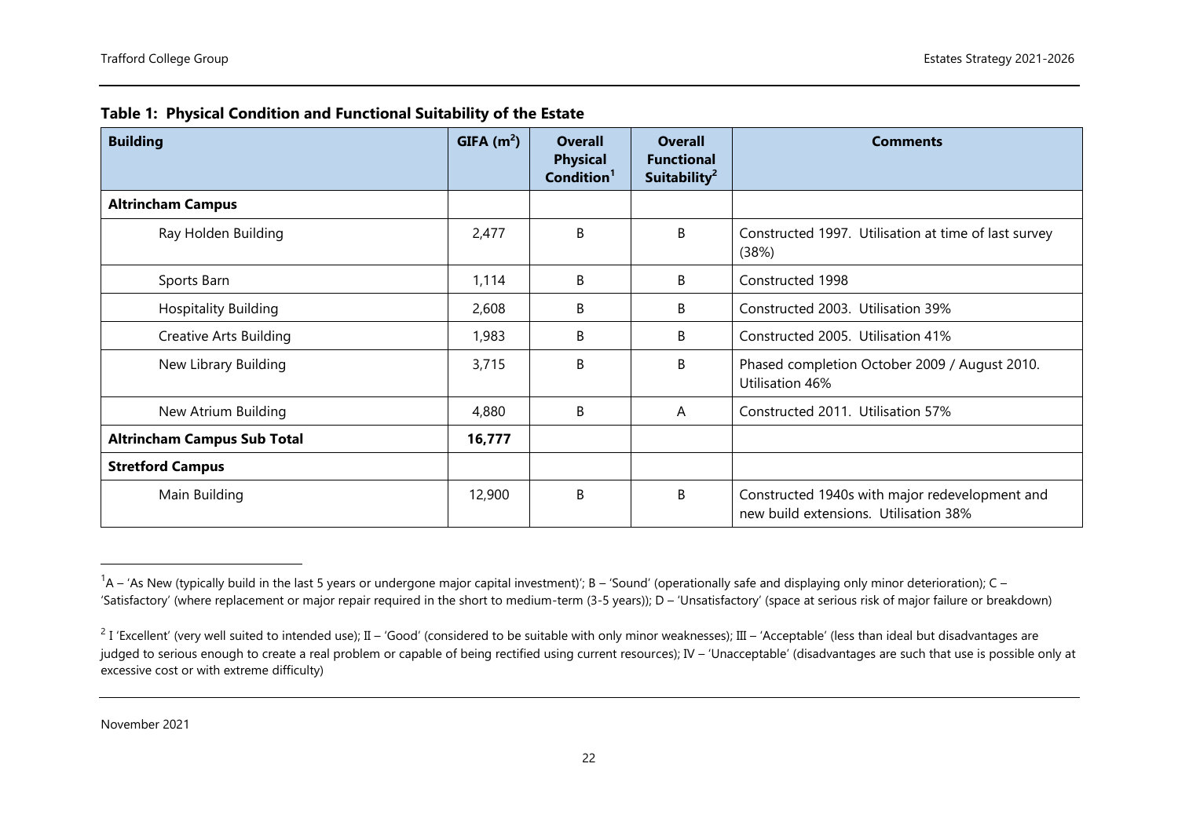**Table 1: Physical Condition and Functional Suitability of the Estate**

| Building | GIFA ($m^2$) | Overall Physical Condition[1] | Overall Functional Suitability[2] | Comments |
|---|---|---|---|---|
| **Altrincham Campus** | | | | |
| Ray Holden Building | 2,477 | B | B | Constructed 1997. Utilisation at time of last survey (38%) |
| Sports Barn | 1,114 | B | B | Constructed 1998 |
| Hospitality Building | 2,608 | B | B | Constructed 2003. Utilisation 39% |
| Creative Arts Building | 1,983 | B | B | Constructed 2005. Utilisation 41% |
| New Library Building | 3,715 | B | B | Phased completion October 2009 / August 2010. Utilisation 46% |
| New Atrium Building | 4,880 | B | A | Constructed 2011. Utilisation 57% |
| **Altrincham Campus Sub Total** | **16,777** | | | |
| **Stretford Campus** | | | | |
| Main Building | 12,900 | B | B | Constructed 1940s with major redevelopment and new build extensions. Utilisation 38% |

[1] A – 'As New (typically build in the last 5 years or undergone major capital investment)'; B – 'Sound' (operationally safe and displaying only minor deterioration); C – 'Satisfactory' (where replacement or major repair required in the short to medium-term (3-5 years)); D – 'Unsatisfactory' (space at serious risk of major failure or breakdown)

[2] I 'Excellent' (very well suited to intended use); II – 'Good' (considered to be suitable with only minor weaknesses); III – 'Acceptable' (less than ideal but disadvantages are judged to serious enough to create a real problem or capable of being rectified using current resources); IV – 'Unacceptable' (disadvantages are such that use is possible only at excessive cost or with extreme difficulty)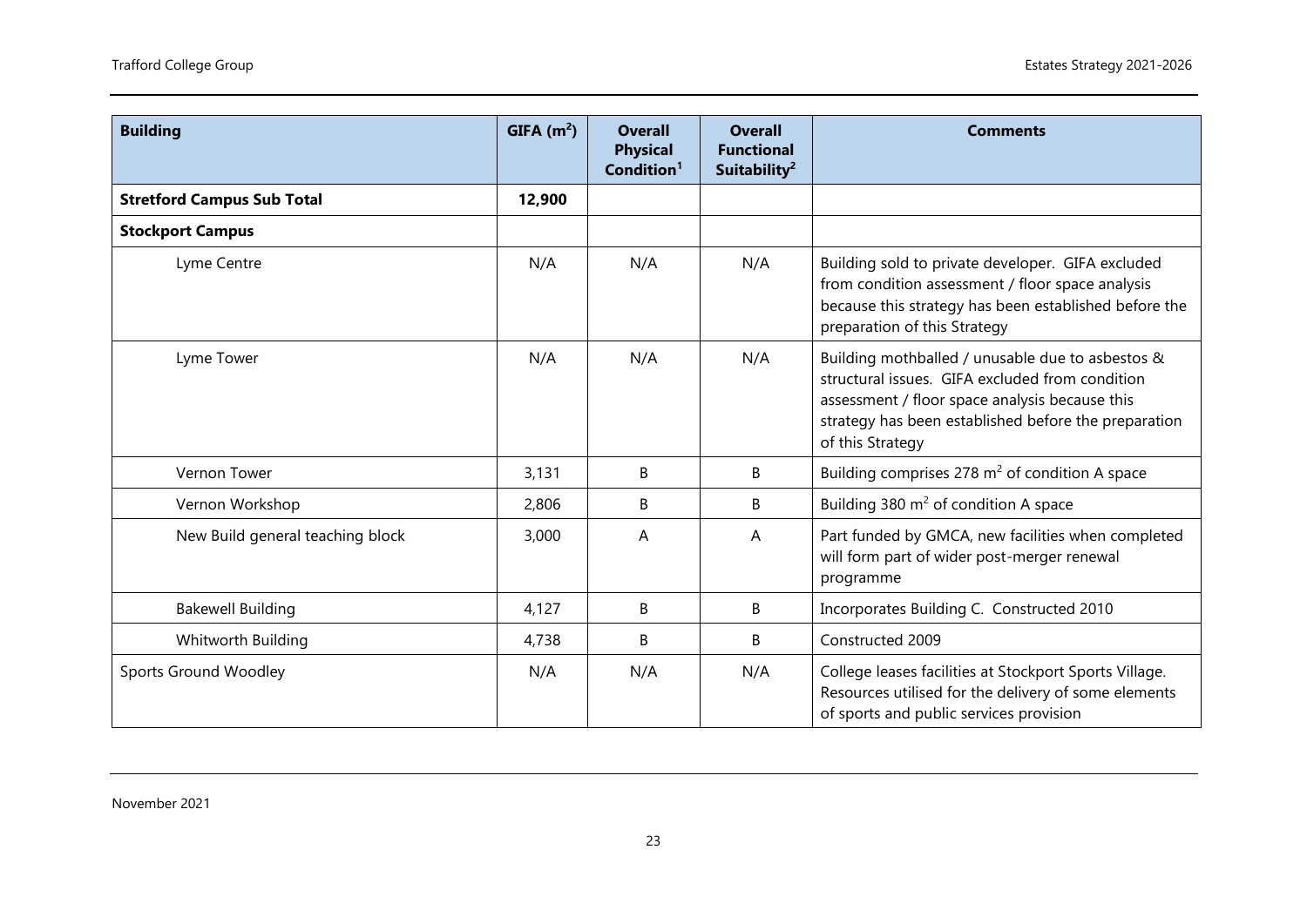| **Building** | **GIFA ($m^2$)** | **Overall Physical Condition[1]** | **Overall Functional Suitability[2]** | **Comments** |
|---|---|---|---|---|
| **Stretford Campus Sub Total** | **12,900** | | | |
| **Stockport Campus** | | | | |
| Lyme Centre | N/A | N/A | N/A | Building sold to private developer. GIFA excluded from condition assessment / floor space analysis because this strategy has been established before the preparation of this Strategy |
| Lyme Tower | N/A | N/A | N/A | Building mothballed / unusable due to asbestos & structural issues. GIFA excluded from condition assessment / floor space analysis because this strategy has been established before the preparation of this Strategy |
| Vernon Tower | 3,131 | B | B | Building comprises 278 $m^2$ of condition A space |
| Vernon Workshop | 2,806 | B | B | Building 380 $m^2$ of condition A space |
| New Build general teaching block | 3,000 | A | A | Part funded by GMCA, new facilities when completed will form part of wider post-merger renewal programme |
| Bakewell Building | 4,127 | B | B | Incorporates Building C. Constructed 2010 |
| Whitworth Building | 4,738 | B | B | Constructed 2009 |
| Sports Ground Woodley | N/A | N/A | N/A | College leases facilities at Stockport Sports Village. Resources utilised for the delivery of some elements of sports and public services provision |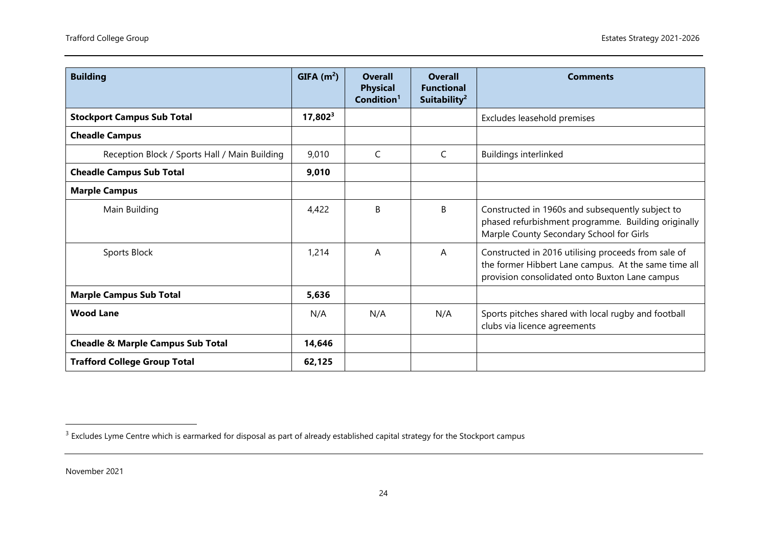| Building | GIFA (m²) | Overall Physical Condition[1] | Overall Functional Suitability[2] | Comments |
|---|---|---|---|---|
| **Stockport Campus Sub Total** | **17,802[3]** | | | Excludes leasehold premises |
| **Cheadle Campus** | | | | |
| Reception Block / Sports Hall / Main Building | 9,010 | C | C | Buildings interlinked |
| **Cheadle Campus Sub Total** | **9,010** | | | |
| **Marple Campus** | | | | |
| Main Building | 4,422 | B | B | Constructed in 1960s and subsequently subject to phased refurbishment programme. Building originally Marple County Secondary School for Girls |
| Sports Block | 1,214 | A | A | Constructed in 2016 utilising proceeds from sale of the former Hibbert Lane campus. At the same time all provision consolidated onto Buxton Lane campus |
| **Marple Campus Sub Total** | **5,636** | | | |
| **Wood Lane** | N/A | N/A | N/A | Sports pitches shared with local rugby and football clubs via licence agreements |
| **Cheadle & Marple Campus Sub Total** | **14,646** | | | |
| **Trafford College Group Total** | **62,125** | | | |

[3] Excludes Lyme Centre which is earmarked for disposal as part of already established capital strategy for the Stockport campus

November 2021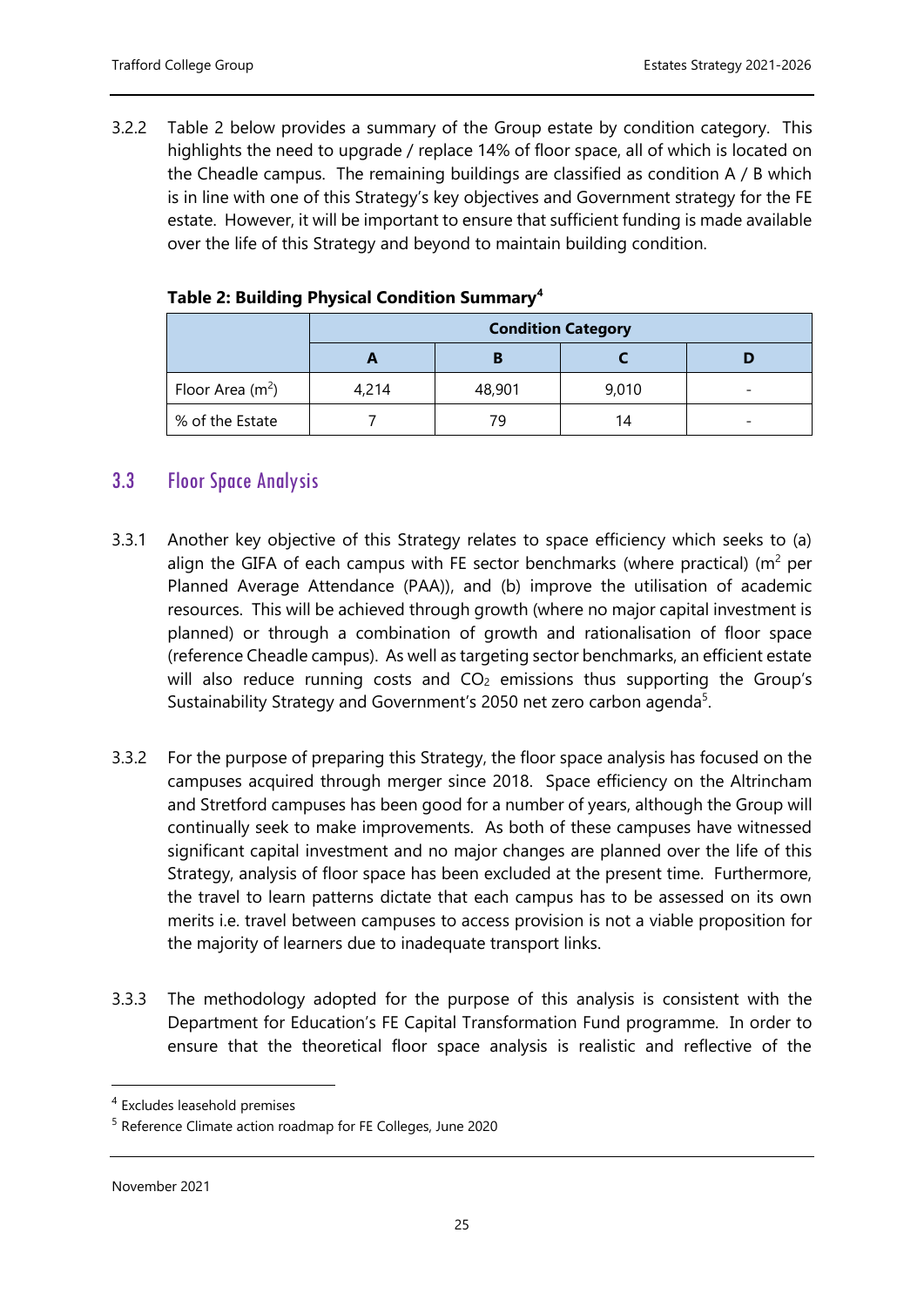3.2.2 Table 2 below provides a summary of the Group estate by condition category. This highlights the need to upgrade / replace 14% of floor space, all of which is located on the Cheadle campus. The remaining buildings are classified as condition A / B which is in line with one of this Strategy's key objectives and Government strategy for the FE estate. However, it will be important to ensure that sufficient funding is made available over the life of this Strategy and beyond to maintain building condition.

**Table 2: Building Physical Condition Summary[4]**

| | Condition Category | | | |
|---|---|---|---|---|
| | **A** | **B** | **C** | **D** |
| Floor Area ($m^2$) | 4,214 | 48,901 | 9,010 | - |
| % of the Estate | 7 | 79 | 14 | - |

## 3.3 Floor Space Analysis

3.3.1 Another key objective of this Strategy relates to space efficiency which seeks to (a) align the GIFA of each campus with FE sector benchmarks (where practical) ($m^2$ per Planned Average Attendance (PAA)), and (b) improve the utilisation of academic resources. This will be achieved through growth (where no major capital investment is planned) or through a combination of growth and rationalisation of floor space (reference Cheadle campus). As well as targeting sector benchmarks, an efficient estate will also reduce running costs and $CO_2$ emissions thus supporting the Group's Sustainability Strategy and Government's 2050 net zero carbon agenda[5].

3.3.2 For the purpose of preparing this Strategy, the floor space analysis has focused on the campuses acquired through merger since 2018. Space efficiency on the Altrincham and Stretford campuses has been good for a number of years, although the Group will continually seek to make improvements. As both of these campuses have witnessed significant capital investment and no major changes are planned over the life of this Strategy, analysis of floor space has been excluded at the present time. Furthermore, the travel to learn patterns dictate that each campus has to be assessed on its own merits i.e. travel between campuses to access provision is not a viable proposition for the majority of learners due to inadequate transport links.

3.3.3 The methodology adopted for the purpose of this analysis is consistent with the Department for Education's FE Capital Transformation Fund programme. In order to ensure that the theoretical floor space analysis is realistic and reflective of the

---

[4] Excludes leasehold premises

[5] Reference Climate action roadmap for FE Colleges, June 2020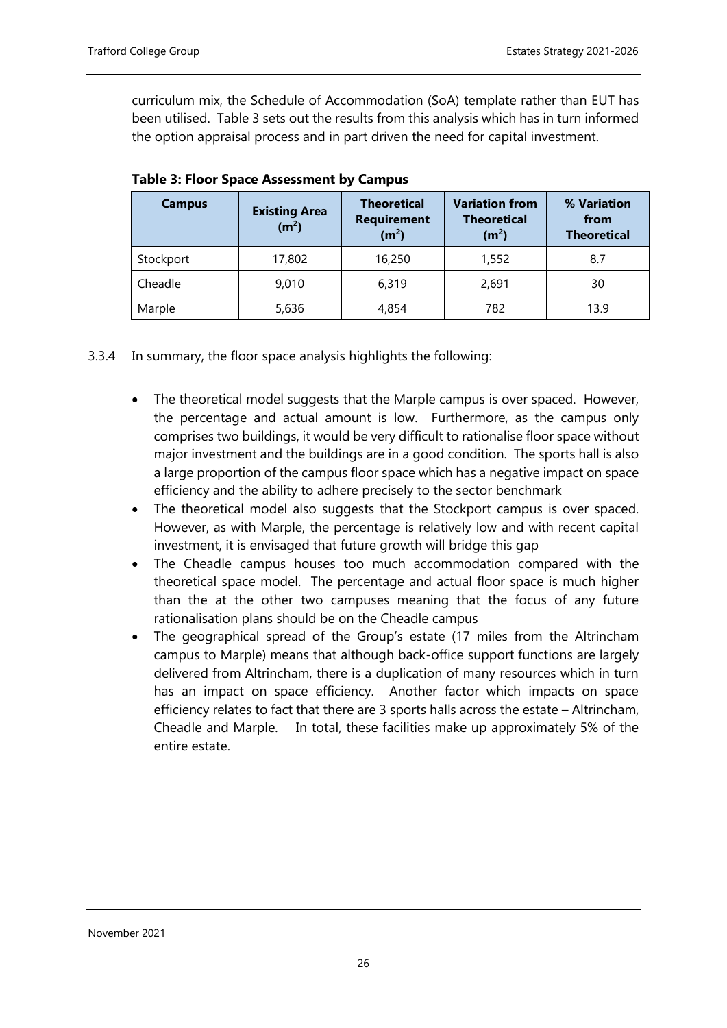curriculum mix, the Schedule of Accommodation (SoA) template rather than EUT has been utilised. Table 3 sets out the results from this analysis which has in turn informed the option appraisal process and in part driven the need for capital investment.

**Table 3: Floor Space Assessment by Campus**

| Campus | Existing Area ($m^2$) | Theoretical Requirement ($m^2$) | Variation from Theoretical ($m^2$) | % Variation from Theoretical |
|---|---|---|---|---|
| Stockport | 17,802 | 16,250 | 1,552 | 8.7 |
| Cheadle | 9,010 | 6,319 | 2,691 | 30 |
| Marple | 5,636 | 4,854 | 782 | 13.9 |

3.3.4 In summary, the floor space analysis highlights the following:

- The theoretical model suggests that the Marple campus is over spaced. However, the percentage and actual amount is low. Furthermore, as the campus only comprises two buildings, it would be very difficult to rationalise floor space without major investment and the buildings are in a good condition. The sports hall is also a large proportion of the campus floor space which has a negative impact on space efficiency and the ability to adhere precisely to the sector benchmark
- The theoretical model also suggests that the Stockport campus is over spaced. However, as with Marple, the percentage is relatively low and with recent capital investment, it is envisaged that future growth will bridge this gap
- The Cheadle campus houses too much accommodation compared with the theoretical space model. The percentage and actual floor space is much higher than the at the other two campuses meaning that the focus of any future rationalisation plans should be on the Cheadle campus
- The geographical spread of the Group's estate (17 miles from the Altrincham campus to Marple) means that although back-office support functions are largely delivered from Altrincham, there is a duplication of many resources which in turn has an impact on space efficiency. Another factor which impacts on space efficiency relates to fact that there are 3 sports halls across the estate – Altrincham, Cheadle and Marple. In total, these facilities make up approximately 5% of the entire estate.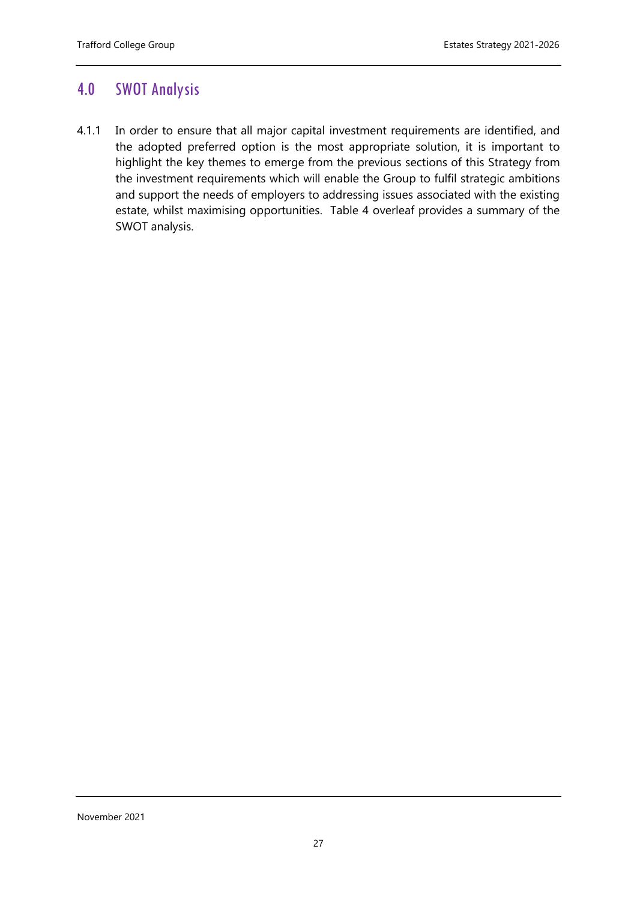## 4.0 SWOT Analysis

4.1.1 In order to ensure that all major capital investment requirements are identified, and the adopted preferred option is the most appropriate solution, it is important to highlight the key themes to emerge from the previous sections of this Strategy from the investment requirements which will enable the Group to fulfil strategic ambitions and support the needs of employers to addressing issues associated with the existing estate, whilst maximising opportunities. Table 4 overleaf provides a summary of the SWOT analysis.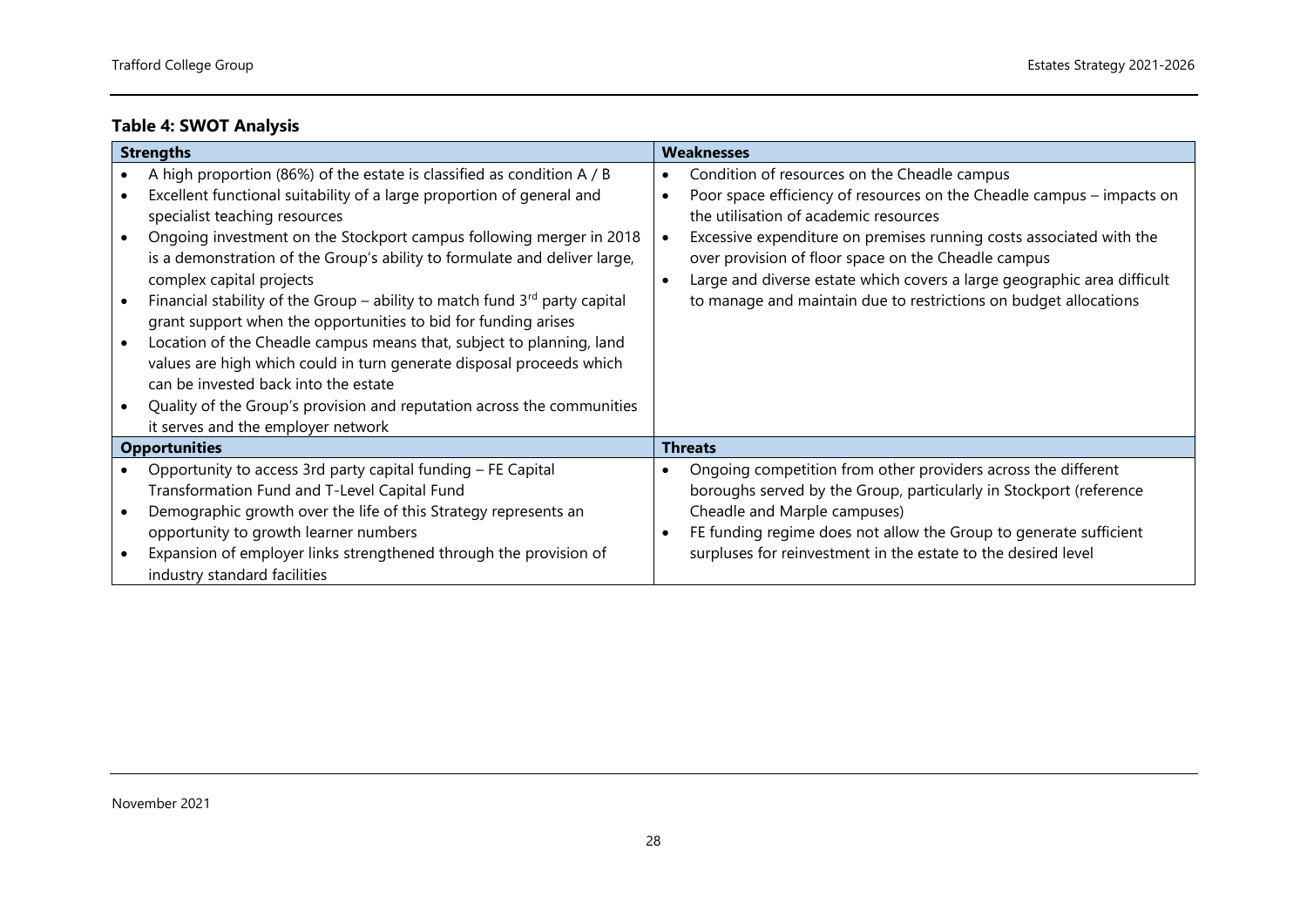**Table 4: SWOT Analysis**

| Strengths | Weaknesses |
|---|---|
| • A high proportion (86%) of the estate is classified as condition A / B<br>• Excellent functional suitability of a large proportion of general and specialist teaching resources<br>• Ongoing investment on the Stockport campus following merger in 2018 is a demonstration of the Group's ability to formulate and deliver large, complex capital projects<br>• Financial stability of the Group – ability to match fund 3rd party capital grant support when the opportunities to bid for funding arises<br>• Location of the Cheadle campus means that, subject to planning, land values are high which could in turn generate disposal proceeds which can be invested back into the estate<br>• Quality of the Group's provision and reputation across the communities it serves and the employer network | • Condition of resources on the Cheadle campus<br>• Poor space efficiency of resources on the Cheadle campus – impacts on the utilisation of academic resources<br>• Excessive expenditure on premises running costs associated with the over provision of floor space on the Cheadle campus<br>• Large and diverse estate which covers a large geographic area difficult to manage and maintain due to restrictions on budget allocations |
| **Opportunities** | **Threats** |
| • Opportunity to access 3rd party capital funding – FE Capital Transformation Fund and T-Level Capital Fund<br>• Demographic growth over the life of this Strategy represents an opportunity to growth learner numbers<br>• Expansion of employer links strengthened through the provision of industry standard facilities | • Ongoing competition from other providers across the different boroughs served by the Group, particularly in Stockport (reference Cheadle and Marple campuses)<br>• FE funding regime does not allow the Group to generate sufficient surpluses for reinvestment in the estate to the desired level |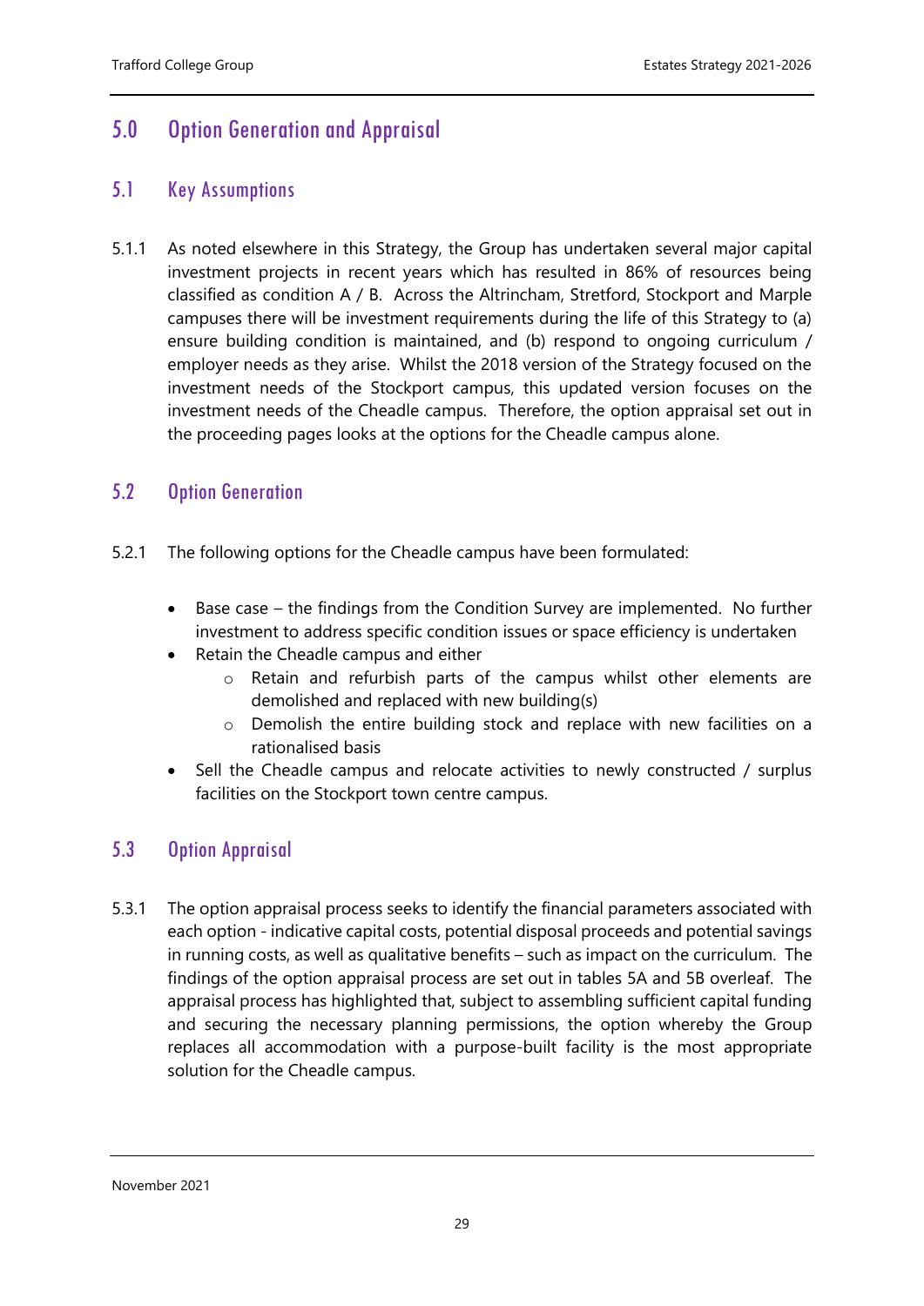# 5.0 Option Generation and Appraisal

## 5.1 Key Assumptions

5.1.1 As noted elsewhere in this Strategy, the Group has undertaken several major capital investment projects in recent years which has resulted in 86% of resources being classified as condition A / B. Across the Altrincham, Stretford, Stockport and Marple campuses there will be investment requirements during the life of this Strategy to (a) ensure building condition is maintained, and (b) respond to ongoing curriculum / employer needs as they arise. Whilst the 2018 version of the Strategy focused on the investment needs of the Stockport campus, this updated version focuses on the investment needs of the Cheadle campus. Therefore, the option appraisal set out in the proceeding pages looks at the options for the Cheadle campus alone.

## 5.2 Option Generation

5.2.1 The following options for the Cheadle campus have been formulated:

- Base case – the findings from the Condition Survey are implemented. No further investment to address specific condition issues or space efficiency is undertaken
- Retain the Cheadle campus and either
  - Retain and refurbish parts of the campus whilst other elements are demolished and replaced with new building(s)
  - Demolish the entire building stock and replace with new facilities on a rationalised basis
- Sell the Cheadle campus and relocate activities to newly constructed / surplus facilities on the Stockport town centre campus.

## 5.3 Option Appraisal

5.3.1 The option appraisal process seeks to identify the financial parameters associated with each option - indicative capital costs, potential disposal proceeds and potential savings in running costs, as well as qualitative benefits – such as impact on the curriculum. The findings of the option appraisal process are set out in tables 5A and 5B overleaf. The appraisal process has highlighted that, subject to assembling sufficient capital funding and securing the necessary planning permissions, the option whereby the Group replaces all accommodation with a purpose-built facility is the most appropriate solution for the Cheadle campus.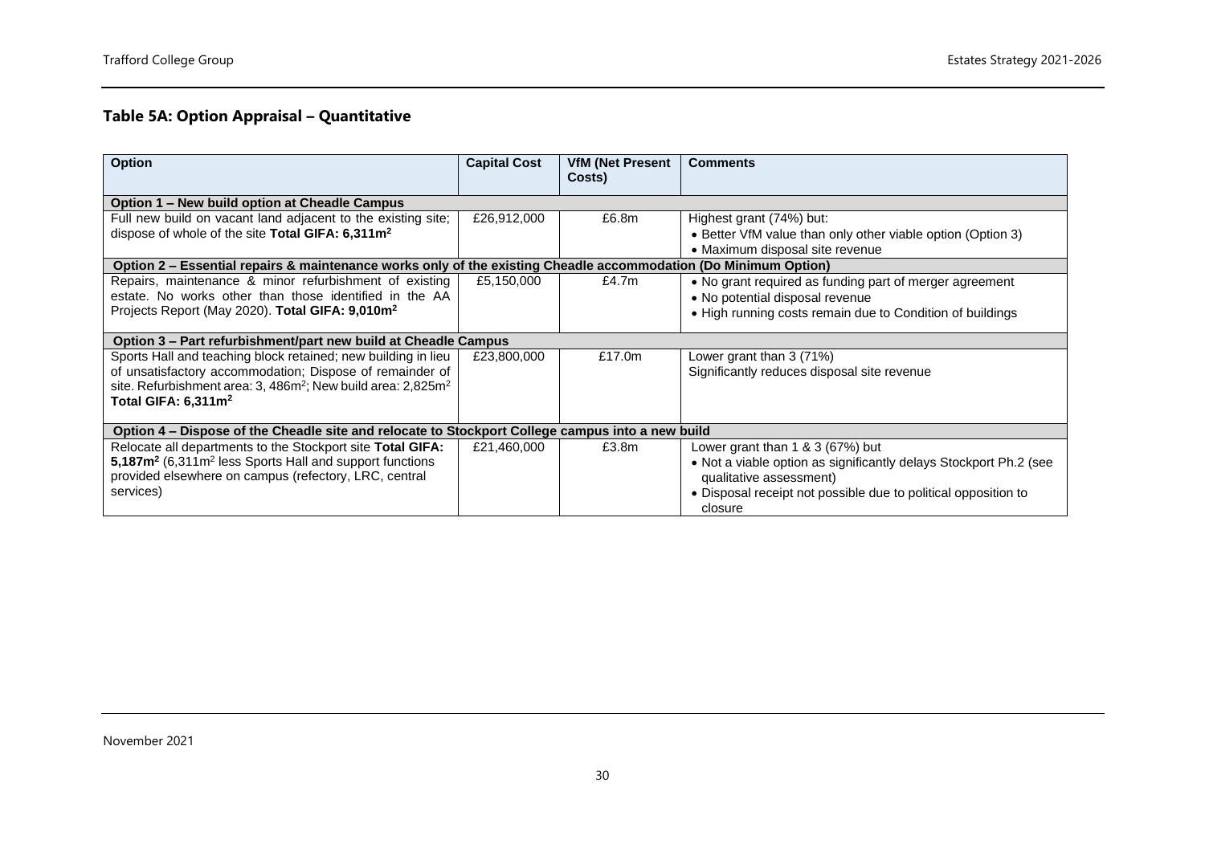## Table 5A: Option Appraisal – Quantitative

| Option | Capital Cost | VfM (Net Present Costs) | Comments |
|---|---|---|---|
| **Option 1 – New build option at Cheadle Campus** | | | |
| Full new build on vacant land adjacent to the existing site; dispose of whole of the site **Total GIFA: 6,311m$^2$** | £26,912,000 | £6.8m | Highest grant (74%) but:<br>• Better VfM value than only other viable option (Option 3)<br>• Maximum disposal site revenue |
| **Option 2 – Essential repairs & maintenance works only of the existing Cheadle accommodation (Do Minimum Option)** | | | |
| Repairs, maintenance & minor refurbishment of existing estate. No works other than those identified in the AA Projects Report (May 2020). **Total GIFA: 9,010m$^2$** | £5,150,000 | £4.7m | • No grant required as funding part of merger agreement<br>• No potential disposal revenue<br>• High running costs remain due to Condition of buildings |
| **Option 3 – Part refurbishment/part new build at Cheadle Campus** | | | |
| Sports Hall and teaching block retained; new building in lieu of unsatisfactory accommodation; Dispose of remainder of site. Refurbishment area: 3, 486m$^2$; New build area: 2,825m$^2$ **Total GIFA: 6,311m$^2$** | £23,800,000 | £17.0m | Lower grant than 3 (71%)<br>Significantly reduces disposal site revenue |
| **Option 4 – Dispose of the Cheadle site and relocate to Stockport College campus into a new build** | | | |
| Relocate all departments to the Stockport site **Total GIFA: 5,187m$^2$** (6,311m$^2$ less Sports Hall and support functions provided elsewhere on campus (refectory, LRC, central services) | £21,460,000 | £3.8m | Lower grant than 1 & 3 (67%) but<br>• Not a viable option as significantly delays Stockport Ph.2 (see qualitative assessment)<br>• Disposal receipt not possible due to political opposition to closure |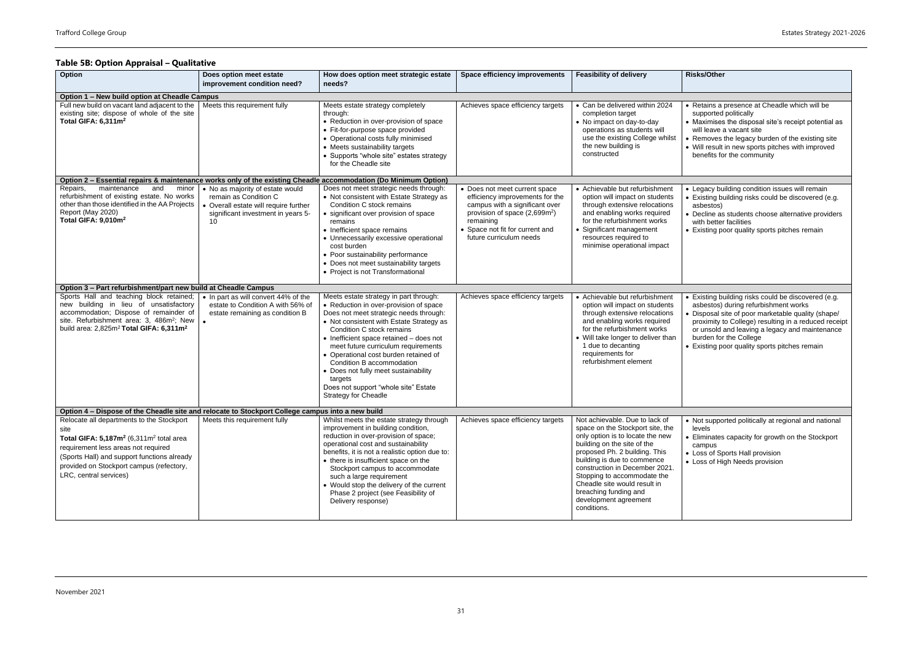## Table 5B: Option Appraisal – Qualitative

| Option | Does option meet estate improvement condition need? | How does option meet strategic estate needs? | Space efficiency improvements | Feasibility of delivery | Risks/Other |
|---|---|---|---|---|---|
| **Option 1 – New build option at Cheadle Campus** | | | | | |
| Full new build on vacant land adjacent to the existing site; dispose of whole of the site **Total GIFA: 6,311m$^2$** | Meets this requirement fully | Meets estate strategy completely through: • Reduction in over-provision of space • Fit-for-purpose space provided • Operational costs fully minimised • Meets sustainability targets • Supports "whole site" estates strategy for the Cheadle site | Achieves space efficiency targets | • Can be delivered within 2024 completion target • No impact on day-to-day operations as students will use the existing College whilst the new building is constructed | • Retains a presence at Cheadle which will be supported politically • Maximises the disposal site's receipt potential as will leave a vacant site • Removes the legacy burden of the existing site • Will result in new sports pitches with improved benefits for the community |
| **Option 2 – Essential repairs & maintenance works only of the existing Cheadle accommodation (Do Minimum Option)** | | | | | |
| Repairs, maintenance and minor refurbishment of existing estate. No works other than those identified in the AA Projects Report (May 2020) **Total GIFA: 9,010m$^2$** | • No as majority of estate would remain as Condition C • Overall estate will require further significant investment in years 5-10 | Does not meet strategic needs through: • Not consistent with Estate Strategy as Condition C stock remains • significant over provision of space remains • Inefficient space remains • Unnecessarily excessive operational cost burden • Poor sustainability performance • Does not meet sustainability targets • Project is not Transformational | • Does not meet current space efficiency improvements for the campus with a significant over provision of space (2,699m$^2$) remaining • Space not fit for current and future curriculum needs | • Achievable but refurbishment option will impact on students through extensive relocations and enabling works required for the refurbishment works • Significant management resources required to minimise operational impact | • Legacy building condition issues will remain • Existing building risks could be discovered (e.g. asbestos) • Decline as students choose alternative providers with better facilities • Existing poor quality sports pitches remain |
| **Option 3 – Part refurbishment/part new build at Cheadle Campus** | | | | | |
| Sports Hall and teaching block retained; new building in lieu of unsatisfactory accommodation; Dispose of remainder of site. Refurbishment area: 3, 486m$^2$; New build area: 2,825m$^2$ **Total GIFA: 6,311m$^2$** | • In part as will convert 44% of the estate to Condition A with 56% of estate remaining as condition B • | Meets estate strategy in part through: • Reduction in over-provision of space Does not meet strategic needs through: • Not consistent with Estate Strategy as Condition C stock remains • Inefficient space retained – does not meet future curriculum requirements • Operational cost burden retained of Condition B accommodation • Does not fully meet sustainability targets Does not support "whole site" Estate Strategy for Cheadle | Achieves space efficiency targets | • Achievable but refurbishment option will impact on students through extensive relocations and enabling works required for the refurbishment works • Will take longer to deliver than 1 due to decanting requirements for refurbishment element | • Existing building risks could be discovered (e.g. asbestos) during refurbishment works • Disposal site of poor marketable quality (shape/ proximity to College) resulting in a reduced receipt or unsold and leaving a legacy and maintenance burden for the College • Existing poor quality sports pitches remain |
| **Option 4 – Dispose of the Cheadle site and relocate to Stockport College campus into a new build** | | | | | |
| Relocate all departments to the Stockport site **Total GIFA: 5,187m$^2$** (6,311m$^2$ total area requirement less areas not required (Sports Hall) and support functions already provided on Stockport campus (refectory, LRC, central services) | Meets this requirement fully | Whilst meets the estate strategy through improvement in building condition, reduction in over-provision of space; operational cost and sustainability benefits, it is not a realistic option due to: • there is insufficient space on the Stockport campus to accommodate such a large requirement • Would stop the delivery of the current Phase 2 project (see Feasibility of Delivery response) | Achieves space efficiency targets | Not achievable. Due to lack of space on the Stockport site, the only option is to locate the new building on the site of the proposed Ph. 2 building. This building is due to commence construction in December 2021. Stopping to accommodate the Cheadle site would result in breaching funding and development agreement conditions. | • Not supported politically at regional and national levels • Eliminates capacity for growth on the Stockport campus • Loss of Sports Hall provision • Loss of High Needs provision |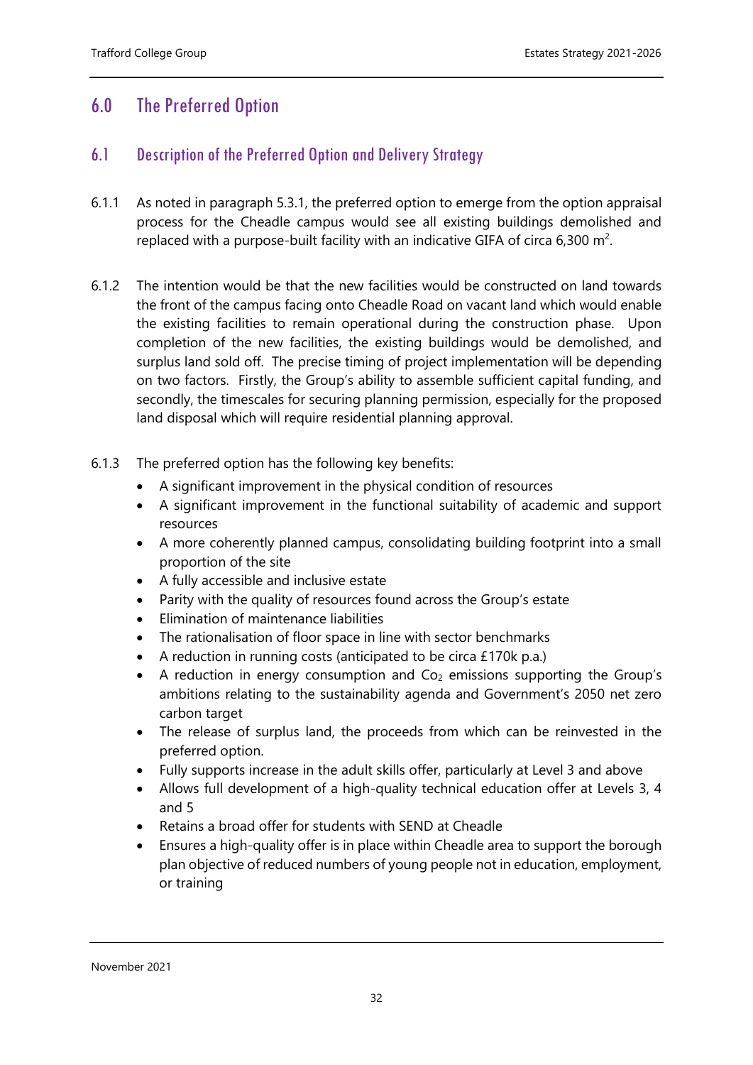## 6.0 The Preferred Option

### 6.1 Description of the Preferred Option and Delivery Strategy

6.1.1 As noted in paragraph 5.3.1, the preferred option to emerge from the option appraisal process for the Cheadle campus would see all existing buildings demolished and replaced with a purpose-built facility with an indicative GIFA of circa 6,300 m$^2$.

6.1.2 The intention would be that the new facilities would be constructed on land towards the front of the campus facing onto Cheadle Road on vacant land which would enable the existing facilities to remain operational during the construction phase. Upon completion of the new facilities, the existing buildings would be demolished, and surplus land sold off. The precise timing of project implementation will be depending on two factors. Firstly, the Group's ability to assemble sufficient capital funding, and secondly, the timescales for securing planning permission, especially for the proposed land disposal which will require residential planning approval.

6.1.3 The preferred option has the following key benefits:

- A significant improvement in the physical condition of resources
- A significant improvement in the functional suitability of academic and support resources
- A more coherently planned campus, consolidating building footprint into a small proportion of the site
- A fully accessible and inclusive estate
- Parity with the quality of resources found across the Group's estate
- Elimination of maintenance liabilities
- The rationalisation of floor space in line with sector benchmarks
- A reduction in running costs (anticipated to be circa £170k p.a.)
- A reduction in energy consumption and $Co_2$ emissions supporting the Group's ambitions relating to the sustainability agenda and Government's 2050 net zero carbon target
- The release of surplus land, the proceeds from which can be reinvested in the preferred option.
- Fully supports increase in the adult skills offer, particularly at Level 3 and above
- Allows full development of a high-quality technical education offer at Levels 3, 4 and 5
- Retains a broad offer for students with SEND at Cheadle
- Ensures a high-quality offer is in place within Cheadle area to support the borough plan objective of reduced numbers of young people not in education, employment, or training